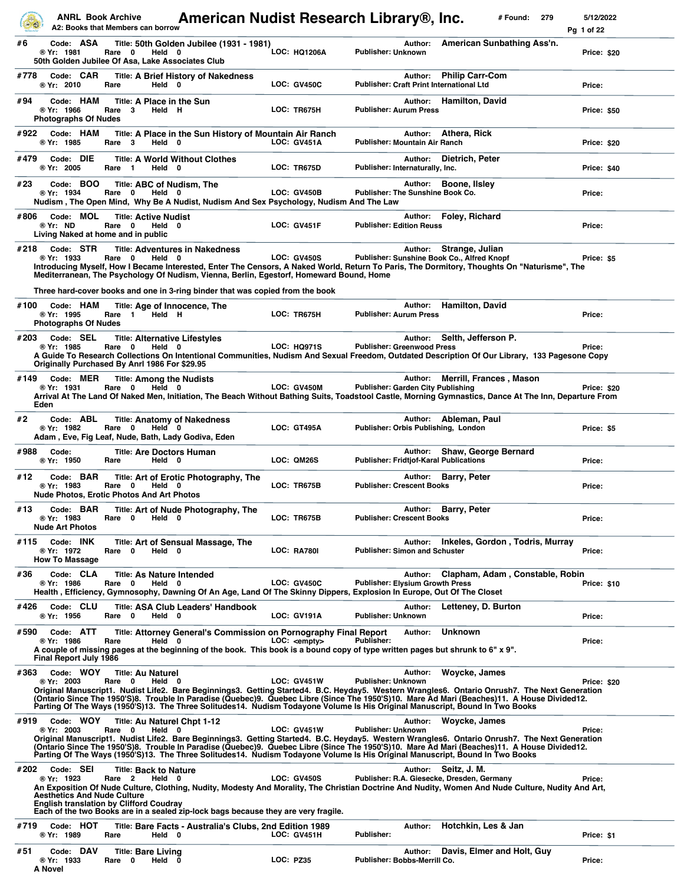# American Nudist Research Library®, Inc.

**ANRL Book Archive**
**A2: Books that Members can borrow**

\# Found: 279 5/12/2022

---

**#6** Code: **ASA** Title: **50th Golden Jubilee (1931 - 1981)** Author: **American Sunbathing Ass'n.**
® Yr: 1981 Rare 0 Held 0 LOC: HQ1206A Publisher: Unknown Price: $20
50th Golden Jubilee Of Asa, Lake Associates Club

---

**#778** Code: **CAR** Title: **A Brief History of Nakedness** Author: **Philip Carr-Com**
® Yr: 2010 Rare Held 0 LOC: GV450C Publisher: Craft Print International Ltd Price:

---

**#94** Code: **HAM** Title: **A Place in the Sun** Author: **Hamilton, David**
® Yr: 1966 Rare 3 Held H LOC: TR675H Publisher: Aurum Press Price: $50
Photographs Of Nudes

---

**#922** Code: **HAM** Title: **A Place in the Sun History of Mountain Air Ranch** Author: **Athera, Rick**
® Yr: 1985 Rare 3 Held 0 LOC: GV451A Publisher: Mountain Air Ranch Price: $20

---

**#479** Code: **DIE** Title: **A World Without Clothes** Author: **Dietrich, Peter**
® Yr: 2005 Rare 1 Held 0 LOC: TR675D Publisher: Internaturally, Inc. Price: $40

---

**#23** Code: **BOO** Title: **ABC of Nudism, The** Author: **Boone, Ilsley**
® Yr: 1934 Rare 0 Held 0 LOC: GV450B Publisher: The Sunshine Book Co. Price:
Nudism , The Open Mind, Why Be A Nudist, Nudism And Sex Psychology, Nudism And The Law

---

**#806** Code: **MOL** Title: **Active Nudist** Author: **Foley, Richard**
® Yr: ND Rare 0 Held 0 LOC: GV451F Publisher: Edition Reuss Price:
Living Naked at home and in public

---

**#218** Code: **STR** Title: **Adventures in Nakedness** Author: **Strange, Julian**
® Yr: 1933 Rare 0 Held 0 LOC: GV450S Publisher: Sunshine Book Co., Alfred Knopf Price: $5
Introducing Myself, How I Became Interested, Enter The Censors, A Naked World, Return To Paris, The Dormitory, Thoughts On "Naturisme", The Mediterranean, The Psychology Of Nudism, Vienna, Berlin, Egestorf, Homeward Bound, Home

Three hard-cover books and one in 3-ring binder that was copied from the book

---

**#100** Code: **HAM** Title: **Age of Innocence, The** Author: **Hamilton, David**
® Yr: 1995 Rare 1 Held H LOC: TR675H Publisher: Aurum Press Price:
Photographs Of Nudes

---

**#203** Code: **SEL** Title: **Alternative Lifestyles** Author: **Selth, Jefferson P.**
® Yr: 1985 Rare 0 Held 0 LOC: HQ971S Publisher: Greenwood Press Price:
A Guide To Research Collections On Intentional Communities, Nudism And Sexual Freedom, Outdated Description Of Our Library, 133 Pagesone Copy Originally Purchased By Anrl 1986 For $29.95

---

**#149** Code: **MER** Title: **Among the Nudists** Author: **Merrill, Frances , Mason**
® Yr: 1931 Rare 0 Held 0 LOC: GV450M Publisher: Garden City Publishing Price: $20
Arrival At The Land Of Naked Men, Initiation, The Beach Without Bathing Suits, Toadstool Castle, Morning Gymnastics, Dance At The Inn, Departure From Eden

---

**#2** Code: **ABL** Title: **Anatomy of Nakedness** Author: **Ableman, Paul**
® Yr: 1982 Rare 0 Held 0 LOC: GT495A Publisher: Orbis Publishing, London Price: $5
Adam , Eve, Fig Leaf, Nude, Bath, Lady Godiva, Eden

---

**#988** Code: Title: **Are Doctors Human** Author: **Shaw, George Bernard**
® Yr: 1950 Rare Held 0 LOC: QM26S Publisher: Fridtjof-Karal Publications Price:

---

**#12** Code: **BAR** Title: **Art of Erotic Photography, The** Author: **Barry, Peter**
® Yr: 1983 Rare 0 Held 0 LOC: TR675B Publisher: Crescent Books Price:
Nude Photos, Erotic Photos And Art Photos

---

**#13** Code: **BAR** Title: **Art of Nude Photography, The** Author: **Barry, Peter**
® Yr: 1983 Rare 0 Held 0 LOC: TR675B Publisher: Crescent Books Price:
Nude Art Photos

---

**#115** Code: **INK** Title: **Art of Sensual Massage, The** Author: **Inkeles, Gordon , Todris, Murray**
® Yr: 1972 Rare 0 Held 0 LOC: RA780I Publisher: Simon and Schuster Price:
How To Massage

---

**#36** Code: **CLA** Title: **As Nature Intended** Author: **Clapham, Adam , Constable, Robin**
® Yr: 1986 Rare 0 Held 0 LOC: GV450C Publisher: Elysium Growth Press Price: $10
Health , Efficiency, Gymnosophy, Dawning Of An Age, Land Of The Skinny Dippers, Explosion In Europe, Out Of The Closet

---

**#426** Code: **CLU** Title: **ASA Club Leaders' Handbook** Author: **Letteney, D. Burton**
® Yr: 1956 Rare 0 Held 0 LOC: GV191A Publisher: Unknown Price:

---

**#590** Code: **ATT** Title: **Attorney General's Commission on Pornography Final Report** Author: **Unknown**
® Yr: 1986 Rare Held 0 LOC: <empty> Publisher: Price:
A couple of missing pages at the beginning of the book. This book is a bound copy of type written pages but shrunk to 6" x 9".
Final Report July 1986

---

**#363** Code: **WOY** Title: **Au Naturel** Author: **Woycke, James**
® Yr: 2003 Rare 0 Held 0 LOC: GV451W Publisher: Unknown Price: $20
Original Manuscript1. Nudist Life2. Bare Beginnings3. Getting Started4. B.C. Heyday5. Western Wrangles6. Ontario Onrush7. The Next Generation (Ontario Since The 1950'S)8. Trouble In Paradise (Quebec)9. Quebec Libre (Since The 1950'S)10. Mare Ad Mari (Beaches)11. A House Divided12. Parting Of The Ways (1950'S)13. The Three Solitudes14. Nudism Todayone Volume Is His Original Manuscript, Bound In Two Books

---

**#919** Code: **WOY** Title: **Au Naturel Chpt 1-12** Author: **Woycke, James**
® Yr: 2003 Rare 0 Held 0 LOC: GV451W Publisher: Unknown Price:
Original Manuscript1. Nudist Life2. Bare Beginnings3. Getting Started4. B.C. Heyday5. Western Wrangles6. Ontario Onrush7. The Next Generation (Ontario Since The 1950'S)8. Trouble In Paradise (Quebec)9. Quebec Libre (Since The 1950'S)10. Mare Ad Mari (Beaches)11. A House Divided12. Parting Of The Ways (1950'S)13. The Three Solitudes14. Nudism Todayone Volume Is His Original Manuscript, Bound In Two Books

---

**#202** Code: **SEI** Title: **Back to Nature** Author: **Seitz, J. M.**
® Yr: 1923 Rare 2 Held 0 LOC: GV450S Publisher: R.A. Giesecke, Dresden, Germany Price:
An Exposition Of Nude Culture, Clothing, Nudity, Modesty And Morality, The Christian Doctrine And Nudity, Women And Nude Culture, Nudity And Art, Aesthetics And Nude Culture
English translation by Clifford Coudray
Each of the two Books are in a sealed zip-lock bags because they are very fragile.

---

**#719** Code: **HOT** Title: **Bare Facts - Australia's Clubs, 2nd Edition 1989** Author: **Hotchkin, Les & Jan**
® Yr: 1989 Rare Held 0 LOC: GV451H Publisher: Price: $1

---

**#51** Code: **DAV** Title: **Bare Living** Author: **Davis, Elmer and Holt, Guy**
® Yr: 1933 Rare 0 Held 0 LOC: PZ35 Publisher: Bobbs-Merrill Co. Price:
A Novel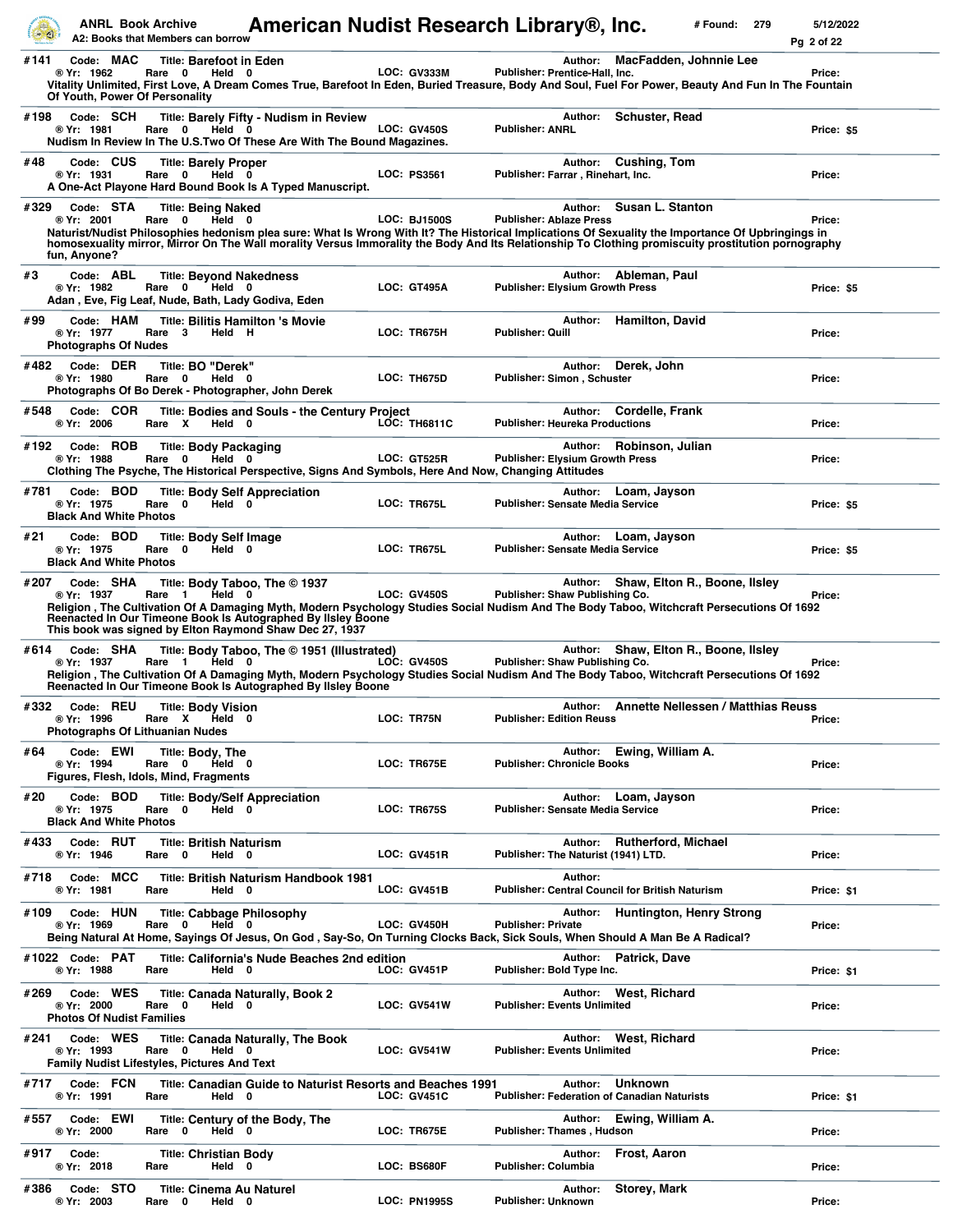**#141** Code: **MAC** Title: **Barefoot in Eden** Author: **MacFadden, Johnnie Lee**
® Yr: 1962 Rare 0 Held 0 LOC: GV333M Publisher: Prentice-Hall, Inc. Price:
Vitality Unlimited, First Love, A Dream Comes True, Barefoot In Eden, Buried Treasure, Body And Soul, Fuel For Power, Beauty And Fun In The Fountain Of Youth, Power Of Personality

**#198** Code: **SCH** Title: **Barely Fifty - Nudism in Review** Author: **Schuster, Read**
® Yr: 1981 Rare 0 Held 0 LOC: GV450S Publisher: ANRL Price: $5
Nudism In Review In The U.S.Two Of These Are With The Bound Magazines.

**#48** Code: **CUS** Title: **Barely Proper** Author: **Cushing, Tom**
® Yr: 1931 Rare 0 Held 0 LOC: PS3561 Publisher: Farrar , Rinehart, Inc. Price:
A One-Act Playone Hard Bound Book Is A Typed Manuscript.

**#329** Code: **STA** Title: **Being Naked** Author: **Susan L. Stanton**
® Yr: 2001 Rare 0 Held 0 LOC: BJ1500S Publisher: Ablaze Press Price:
Naturist/Nudist Philosophies hedonism plea sure: What Is Wrong With It? The Historical Implications Of Sexuality the Importance Of Upbringings in homosexuality mirror, Mirror On The Wall morality Versus Immorality the Body And Its Relationship To Clothing promiscuity prostitution pornography fun, Anyone?

**#3** Code: **ABL** Title: **Beyond Nakedness** Author: **Ableman, Paul**
® Yr: 1982 Rare 0 Held 0 LOC: GT495A Publisher: Elysium Growth Press Price: $5
Adan , Eve, Fig Leaf, Nude, Bath, Lady Godiva, Eden

**#99** Code: **HAM** Title: **Bilitis Hamilton 's Movie** Author: **Hamilton, David**
® Yr: 1977 Rare 3 Held H LOC: TR675H Publisher: Quill Price:
Photographs Of Nudes

**#482** Code: **DER** Title: **BO "Derek"** Author: **Derek, John**
® Yr: 1980 Rare 0 Held 0 LOC: TH675D Publisher: Simon , Schuster Price:
Photographs Of Bo Derek - Photographer, John Derek

**#548** Code: **COR** Title: **Bodies and Souls - the Century Project** Author: **Cordelle, Frank**
® Yr: 2006 Rare X Held 0 LOC: TH6811C Publisher: Heureka Productions Price:

**#192** Code: **ROB** Title: **Body Packaging** Author: **Robinson, Julian**
® Yr: 1988 Rare 0 Held 0 LOC: GT525R Publisher: Elysium Growth Press Price:
Clothing The Psyche, The Historical Perspective, Signs And Symbols, Here And Now, Changing Attitudes

**#781** Code: **BOD** Title: **Body Self Appreciation** Author: **Loam, Jayson**
® Yr: 1975 Rare 0 Held 0 LOC: TR675L Publisher: Sensate Media Service Price: $5
Black And White Photos

**#21** Code: **BOD** Title: **Body Self Image** Author: **Loam, Jayson**
® Yr: 1975 Rare 0 Held 0 LOC: TR675L Publisher: Sensate Media Service Price: $5
Black And White Photos

**#207** Code: **SHA** Title: **Body Taboo, The © 1937** Author: **Shaw, Elton R., Boone, Ilsley**
® Yr: 1937 Rare 1 Held 0 LOC: GV450S Publisher: Shaw Publishing Co. Price:
Religion , The Cultivation Of A Damaging Myth, Modern Psychology Studies Social Nudism And The Body Taboo, Witchcraft Persecutions Of 1692 Reenacted In Our Timeone Book Is Autographed By Ilsley Boone
This book was signed by Elton Raymond Shaw Dec 27, 1937

**#614** Code: **SHA** Title: **Body Taboo, The © 1951 (Illustrated)** Author: **Shaw, Elton R., Boone, Ilsley**
® Yr: 1937 Rare 1 Held 0 LOC: GV450S Publisher: Shaw Publishing Co. Price:
Religion , The Cultivation Of A Damaging Myth, Modern Psychology Studies Social Nudism And The Body Taboo, Witchcraft Persecutions Of 1692 Reenacted In Our Timeone Book Is Autographed By Ilsley Boone

**#332** Code: **REU** Title: **Body Vision** Author: **Annette Nellessen / Matthias Reuss**
® Yr: 1996 Rare X Held 0 LOC: TR75N Publisher: Edition Reuss Price:
Photographs Of Lithuanian Nudes

**#64** Code: **EWI** Title: **Body, The** Author: **Ewing, William A.**
® Yr: 1994 Rare 0 Held 0 LOC: TR675E Publisher: Chronicle Books Price:
Figures, Flesh, Idols, Mind, Fragments

**#20** Code: **BOD** Title: **Body/Self Appreciation** Author: **Loam, Jayson**
® Yr: 1975 Rare 0 Held 0 LOC: TR675S Publisher: Sensate Media Service Price:
Black And White Photos

**#433** Code: **RUT** Title: **British Naturism** Author: **Rutherford, Michael**
® Yr: 1946 Rare 0 Held 0 LOC: GV451R Publisher: The Naturist (1941) LTD. Price:

**#718** Code: **MCC** Title: **British Naturism Handbook 1981** Author:
® Yr: 1981 Rare Held 0 LOC: GV451B Publisher: Central Council for British Naturism Price: $1

**#109** Code: **HUN** Title: **Cabbage Philosophy** Author: **Huntington, Henry Strong**
® Yr: 1969 Rare 0 Held 0 LOC: GV450H Publisher: Private Price:
Being Natural At Home, Sayings Of Jesus, On God , Say-So, On Turning Clocks Back, Sick Souls, When Should A Man Be A Radical?

**#1022** Code: **PAT** Title: **California's Nude Beaches 2nd edition** Author: **Patrick, Dave**
® Yr: 1988 Rare Held 0 LOC: GV451P Publisher: Bold Type Inc. Price: $1

**#269** Code: **WES** Title: **Canada Naturally, Book 2** Author: **West, Richard**
® Yr: 2000 Rare 0 Held 0 LOC: GV541W Publisher: Events Unlimited Price:
Photos Of Nudist Families

**#241** Code: **WES** Title: **Canada Naturally, The Book** Author: **West, Richard**
® Yr: 1993 Rare 0 Held 0 LOC: GV541W Publisher: Events Unlimited Price:
Family Nudist Lifestyles, Pictures And Text

**#717** Code: **FCN** Title: **Canadian Guide to Naturist Resorts and Beaches 1991** Author: **Unknown**
® Yr: 1991 Rare Held 0 LOC: GV451C Publisher: Federation of Canadian Naturists Price: $1

**#557** Code: **EWI** Title: **Century of the Body, The** Author: **Ewing, William A.**
® Yr: 2000 Rare 0 Held 0 LOC: TR675E Publisher: Thames , Hudson Price:

**#917** Code: Title: **Christian Body** Author: **Frost, Aaron**
® Yr: 2018 Rare Held 0 LOC: BS680F Publisher: Columbia Price:

**#386** Code: **STO** Title: **Cinema Au Naturel** Author: **Storey, Mark**
® Yr: 2003 Rare 0 Held 0 LOC: PN1995S Publisher: Unknown Price: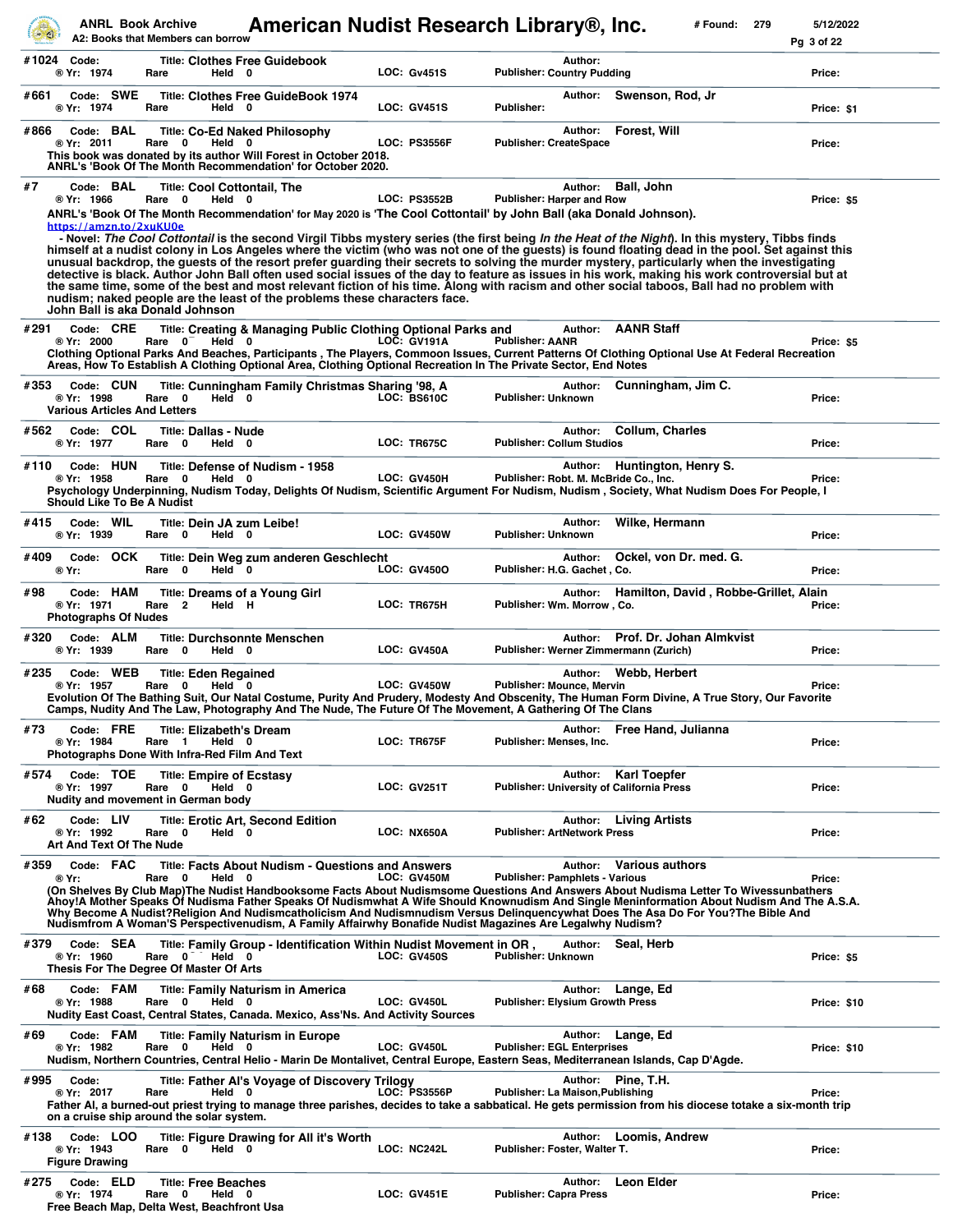**#1024** Code: Title: **Clothes Free Guidebook** Author:
® Yr: 1974 Rare Held 0 LOC: Gv451S Publisher: Country Pudding Price:

**#661** Code: SWE Title: **Clothes Free GuideBook 1974** Author: Swenson, Rod, Jr
® Yr: 1974 Rare Held 0 LOC: GV451S Publisher: Price: $1

**#866** Code: BAL Title: **Co-Ed Naked Philosophy** Author: Forest, Will
® Yr: 2011 Rare 0 Held 0 LOC: PS3556F Publisher: CreateSpace Price:
This book was donated by its author Will Forest in October 2018.
ANRL's 'Book Of The Month Recommendation' for October 2020.

**#7** Code: BAL Title: **Cool Cottontail, The** Author: Ball, John
® Yr: 1966 Rare 0 Held 0 LOC: PS3552B Publisher: Harper and Row Price: $5
ANRL's 'Book Of The Month Recommendation' for May 2020 is 'The Cool Cottontail' by John Ball (aka Donald Johnson).
https://amzn.to/2xuKU0e
- Novel: *The Cool Cottontail* is the second Virgil Tibbs mystery series (the first being *In the Heat of the Night*). In this mystery, Tibbs finds himself at a nudist colony in Los Angeles where the victim (who was not one of the guests) is found floating dead in the pool. Set against this unusual backdrop, the guests of the resort prefer guarding their secrets to solving the murder mystery, particularly when the investigating detective is black. Author John Ball often used social issues of the day to feature as issues in his work, making his work controversial but at the same time, some of the best and most relevant fiction of his time. Along with racism and other social taboos, Ball had no problem with nudism; naked people are the least of the problems these characters face.
John Ball is aka Donald Johnson

**#291** Code: CRE Title: **Creating & Managing Public Clothing Optional Parks and** Author: AANR Staff
® Yr: 2000 Rare 0 Held 0 LOC: GV191A Publisher: AANR Price: $5
Clothing Optional Parks And Beaches, Participants , The Players, Commoon Issues, Current Patterns Of Clothing Optional Use At Federal Recreation Areas, How To Establish A Clothing Optional Area, Clothing Optional Recreation In The Private Sector, End Notes

**#353** Code: CUN Title: **Cunningham Family Christmas Sharing '98, A** Author: Cunningham, Jim C.
® Yr: 1998 Rare 0 Held 0 LOC: BS610C Publisher: Unknown Price:
Various Articles And Letters

**#562** Code: COL Title: **Dallas - Nude** Author: Collum, Charles
® Yr: 1977 Rare 0 Held 0 LOC: TR675C Publisher: Collum Studios Price:

**#110** Code: HUN Title: **Defense of Nudism - 1958** Author: Huntington, Henry S.
® Yr: 1958 Rare 0 Held 0 LOC: GV450H Publisher: Robt. M. McBride Co., Inc. Price:
Psychology Underpinning, Nudism Today, Delights Of Nudism, Scientific Argument For Nudism, Nudism , Society, What Nudism Does For People, I Should Like To Be A Nudist

**#415** Code: WIL Title: **Dein JA zum Leibe!** Author: Wilke, Hermann
® Yr: 1939 Rare 0 Held 0 LOC: GV450W Publisher: Unknown Price:

**#409** Code: OCK Title: **Dein Weg zum anderen Geschlecht** Author: Ockel, von Dr. med. G.
® Yr: Rare 0 Held 0 LOC: GV450O Publisher: H.G. Gachet , Co. Price:

**#98** Code: HAM Title: **Dreams of a Young Girl** Author: Hamilton, David , Robbe-Grillet, Alain
® Yr: 1971 Rare 2 Held H LOC: TR675H Publisher: Wm. Morrow , Co. Price:
Photographs Of Nudes

**#320** Code: ALM Title: **Durchsonnte Menschen** Author: Prof. Dr. Johan Almkvist
® Yr: 1939 Rare 0 Held 0 LOC: GV450A Publisher: Werner Zimmermann (Zurich) Price:

**#235** Code: WEB Title: **Eden Regained** Author: Webb, Herbert
® Yr: 1957 Rare 0 Held 0 LOC: GV450W Publisher: Mounce, Mervin Price:
Evolution Of The Bathing Suit, Our Natal Costume, Purity And Prudery, Modesty And Obscenity, The Human Form Divine, A True Story, Our Favorite Camps, Nudity And The Law, Photography And The Nude, The Future Of The Movement, A Gathering Of The Clans

**#73** Code: FRE Title: **Elizabeth's Dream** Author: Free Hand, Julianna
® Yr: 1984 Rare 1 Held 0 LOC: TR675F Publisher: Menses, Inc. Price:
Photographs Done With Infra-Red Film And Text

**#574** Code: TOE Title: **Empire of Ecstasy** Author: Karl Toepfer
® Yr: 1997 Rare 0 Held 0 LOC: GV251T Publisher: University of California Press Price:
Nudity and movement in German body

**#62** Code: LIV Title: **Erotic Art, Second Edition** Author: Living Artists
® Yr: 1992 Rare 0 Held 0 LOC: NX650A Publisher: ArtNetwork Press Price:
Art And Text Of The Nude

**#359** Code: FAC Title: **Facts About Nudism - Questions and Answers** Author: Various authors
® Yr: Rare 0 Held 0 LOC: GV450M Publisher: Pamphlets - Various Price:
(On Shelves By Club Map)The Nudist Handbooksome Facts About Nudismsome Questions And Answers About Nudisma Letter To Wivessunbathers Ahoy!A Mother Speaks Of Nudisma Father Speaks Of Nudismwhat A Wife Should Knownudism And Single Meninformation About Nudism And The A.S.A. Why Become A Nudist?Religion And Nudismcatholicism And Nudismnudism Versus Delinquencywhat Does The Asa Do For You?The Bible And Nudismfrom A Woman'S Perspectivenudism, A Family Affairwhy Bonafide Nudist Magazines Are Legalwhy Nudism?

**#379** Code: SEA Title: **Family Group - Identification Within Nudist Movement in OR ,** Author: Seal, Herb
® Yr: 1960 Rare 0 Held 0 LOC: GV450S Publisher: Unknown Price: $5
Thesis For The Degree Of Master Of Arts

**#68** Code: FAM Title: **Family Naturism in America** Author: Lange, Ed
® Yr: 1988 Rare 0 Held 0 LOC: GV450L Publisher: Elysium Growth Press Price: $10
Nudity East Coast, Central States, Canada. Mexico, Ass'Ns. And Activity Sources

**#69** Code: FAM Title: **Family Naturism in Europe** Author: Lange, Ed
® Yr: 1982 Rare 0 Held 0 LOC: GV450L Publisher: EGL Enterprises Price: $10
Nudism, Northern Countries, Central Helio - Marin De Montalivet, Central Europe, Eastern Seas, Mediterranean Islands, Cap D'Agde.

**#995** Code: Title: **Father Al's Voyage of Discovery Trilogy** Author: Pine, T.H.
® Yr: 2017 Rare Held 0 LOC: PS3556P Publisher: La Maison,Publishing Price:
Father Al, a burned-out priest trying to manage three parishes, decides to take a sabbatical. He gets permission from his diocese totake a six-month trip on a cruise ship around the solar system.

**#138** Code: LOO Title: **Figure Drawing for All it's Worth** Author: Loomis, Andrew
® Yr: 1943 Rare 0 Held 0 LOC: NC242L Publisher: Foster, Walter T. Price:
Figure Drawing

**#275** Code: ELD Title: **Free Beaches** Author: Leon Elder
® Yr: 1974 Rare 0 Held 0 LOC: GV451E Publisher: Capra Press Price:
Free Beach Map, Delta West, Beachfront Usa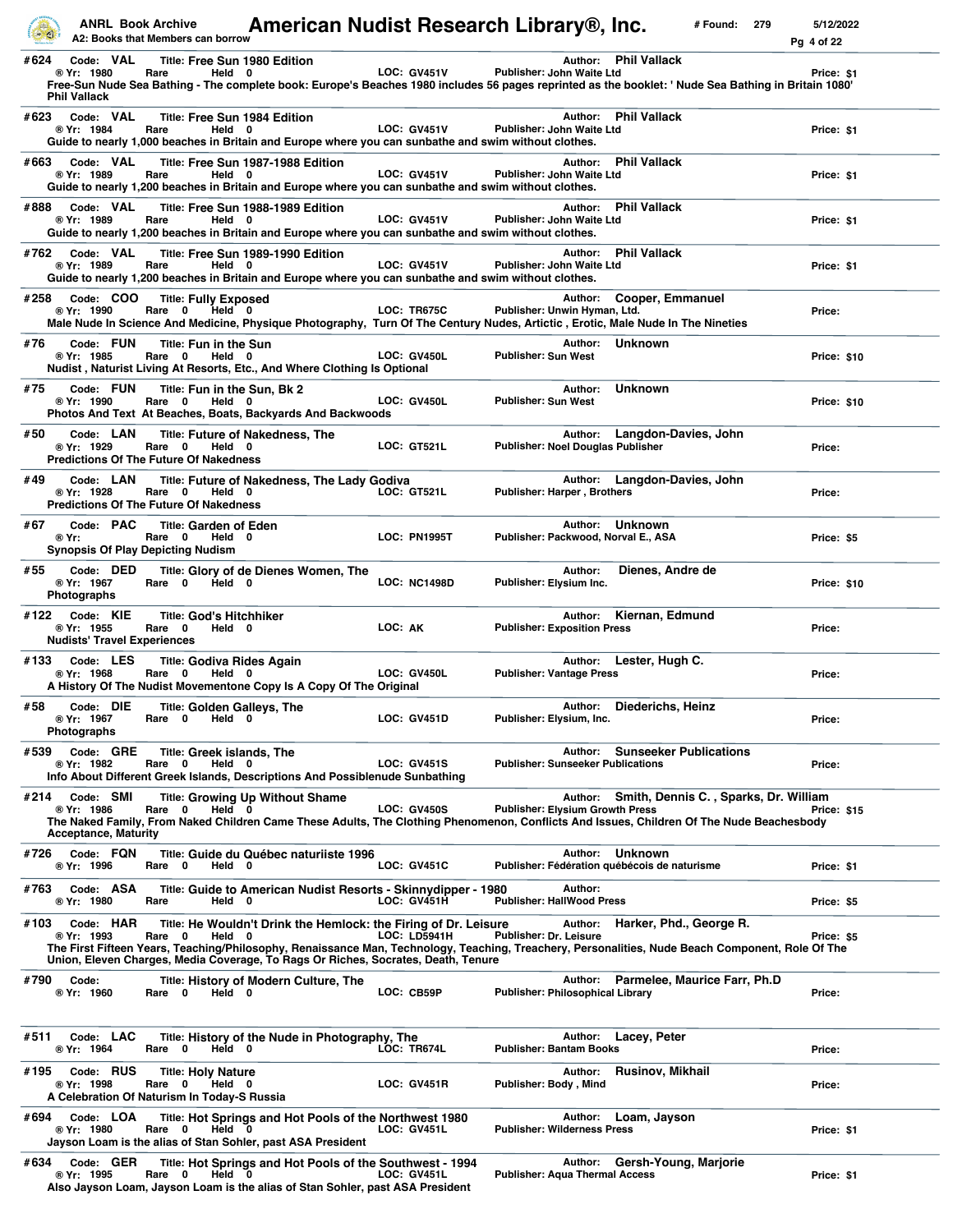**#624** Code: **VAL** Title: **Free Sun 1980 Edition** Author: **Phil Vallack**
® Yr: 1980 Rare Held 0 LOC: GV451V Publisher: John Waite Ltd Price: $1
Free-Sun Nude Sea Bathing - The complete book: Europe's Beaches 1980 includes 56 pages reprinted as the booklet: ' Nude Sea Bathing in Britain 1080' Phil Vallack

---

**#623** Code: **VAL** Title: **Free Sun 1984 Edition** Author: **Phil Vallack**
® Yr: 1984 Rare Held 0 LOC: GV451V Publisher: John Waite Ltd Price: $1
Guide to nearly 1,000 beaches in Britain and Europe where you can sunbathe and swim without clothes.

---

**#663** Code: **VAL** Title: **Free Sun 1987-1988 Edition** Author: **Phil Vallack**
® Yr: 1989 Rare Held 0 LOC: GV451V Publisher: John Waite Ltd Price: $1
Guide to nearly 1,200 beaches in Britain and Europe where you can sunbathe and swim without clothes.

---

**#888** Code: **VAL** Title: **Free Sun 1988-1989 Edition** Author: **Phil Vallack**
® Yr: 1989 Rare Held 0 LOC: GV451V Publisher: John Waite Ltd Price: $1
Guide to nearly 1,200 beaches in Britain and Europe where you can sunbathe and swim without clothes.

---

**#762** Code: **VAL** Title: **Free Sun 1989-1990 Edition** Author: **Phil Vallack**
® Yr: 1989 Rare Held 0 LOC: GV451V Publisher: John Waite Ltd Price: $1
Guide to nearly 1,200 beaches in Britain and Europe where you can sunbathe and swim without clothes.

---

**#258** Code: **COO** Title: **Fully Exposed** Author: **Cooper, Emmanuel**
® Yr: 1990 Rare 0 Held 0 LOC: TR675C Publisher: Unwin Hyman, Ltd. Price:
Male Nude In Science And Medicine, Physique Photography, Turn Of The Century Nudes, Artictic , Erotic, Male Nude In The Nineties

---

**#76** Code: **FUN** Title: **Fun in the Sun** Author: **Unknown**
® Yr: 1985 Rare 0 Held 0 LOC: GV450L Publisher: Sun West Price: $10
Nudist , Naturist Living At Resorts, Etc., And Where Clothing Is Optional

---

**#75** Code: **FUN** Title: **Fun in the Sun, Bk 2** Author: **Unknown**
® Yr: 1990 Rare 0 Held 0 LOC: GV450L Publisher: Sun West Price: $10
Photos And Text At Beaches, Boats, Backyards And Backwoods

---

**#50** Code: **LAN** Title: **Future of Nakedness, The** Author: **Langdon-Davies, John**
® Yr: 1929 Rare 0 Held 0 LOC: GT521L Publisher: Noel Douglas Publisher Price:
Predictions Of The Future Of Nakedness

---

**#49** Code: **LAN** Title: **Future of Nakedness, The Lady Godiva** Author: **Langdon-Davies, John**
® Yr: 1928 Rare 0 Held 0 LOC: GT521L Publisher: Harper , Brothers Price:
Predictions Of The Future Of Nakedness

---

**#67** Code: **PAC** Title: **Garden of Eden** Author: **Unknown**
® Yr: Rare 0 Held 0 LOC: PN1995T Publisher: Packwood, Norval E., ASA Price: $5
Synopsis Of Play Depicting Nudism

---

**#55** Code: **DED** Title: **Glory of de Dienes Women, The** Author: **Dienes, Andre de**
® Yr: 1967 Rare 0 Held 0 LOC: NC1498D Publisher: Elysium Inc. Price: $10
Photographs

---

**#122** Code: **KIE** Title: **God's Hitchhiker** Author: **Kiernan, Edmund**
® Yr: 1955 Rare 0 Held 0 LOC: AK Publisher: Exposition Press Price:
Nudists' Travel Experiences

---

**#133** Code: **LES** Title: **Godiva Rides Again** Author: **Lester, Hugh C.**
® Yr: 1968 Rare 0 Held 0 LOC: GV450L Publisher: Vantage Press Price:
A History Of The Nudist Movementone Copy Is A Copy Of The Original

---

**#58** Code: **DIE** Title: **Golden Galleys, The** Author: **Diederichs, Heinz**
® Yr: 1967 Rare 0 Held 0 LOC: GV451D Publisher: Elysium, Inc. Price:
Photographs

---

**#539** Code: **GRE** Title: **Greek islands, The** Author: **Sunseeker Publications**
® Yr: 1982 Rare 0 Held 0 LOC: GV451S Publisher: Sunseeker Publications Price:
Info About Different Greek Islands, Descriptions And Possiblenude Sunbathing

---

**#214** Code: **SMI** Title: **Growing Up Without Shame** Author: **Smith, Dennis C. , Sparks, Dr. William**
® Yr: 1986 Rare 0 Held 0 LOC: GV450S Publisher: Elysium Growth Press Price: $15
The Naked Family, From Naked Children Came These Adults, The Clothing Phenomenon, Conflicts And Issues, Children Of The Nude Beachesbody Acceptance, Maturity

---

**#726** Code: **FQN** Title: **Guide du Québec naturiiste 1996** Author: **Unknown**
® Yr: 1996 Rare 0 Held 0 LOC: GV451C Publisher: Fédération québécois de naturisme Price: $1

---

**#763** Code: **ASA** Title: **Guide to American Nudist Resorts - Skinnydipper - 1980** Author:
® Yr: 1980 Rare Held 0 LOC: GV451H Publisher: HallWood Press Price: $5

---

**#103** Code: **HAR** Title: **He Wouldn't Drink the Hemlock: the Firing of Dr. Leisure** Author: **Harker, Phd., George R.**
® Yr: 1993 Rare 0 Held 0 LOC: LD5941H Publisher: Dr. Leisure Price: $5
The First Fifteen Years, Teaching/Philosophy, Renaissance Man, Technology, Teaching, Treachery, Personalities, Nude Beach Component, Role Of The Union, Eleven Charges, Media Coverage, To Rags Or Riches, Socrates, Death, Tenure

---

**#790** Code: Title: **History of Modern Culture, The** Author: **Parmelee, Maurice Farr, Ph.D**
® Yr: 1960 Rare 0 Held 0 LOC: CB59P Publisher: Philosophical Library Price:

---

**#511** Code: **LAC** Title: **History of the Nude in Photography, The** Author: **Lacey, Peter**
® Yr: 1964 Rare 0 Held 0 LOC: TR674L Publisher: Bantam Books Price:

---

**#195** Code: **RUS** Title: **Holy Nature** Author: **Rusinov, Mikhail**
® Yr: 1998 Rare 0 Held 0 LOC: GV451R Publisher: Body , Mind Price:
A Celebration Of Naturism In Today-S Russia

---

**#694** Code: **LOA** Title: **Hot Springs and Hot Pools of the Northwest 1980** Author: **Loam, Jayson**
® Yr: 1980 Rare 0 Held 0 LOC: GV451L Publisher: Wilderness Press Price: $1
Jayson Loam is the alias of Stan Sohler, past ASA President

---

**#634** Code: **GER** Title: **Hot Springs and Hot Pools of the Southwest - 1994** Author: **Gersh-Young, Marjorie**
® Yr: 1995 Rare 0 Held 0 LOC: GV451L Publisher: Aqua Thermal Access Price: $1
Also Jayson Loam, Jayson Loam is the alias of Stan Sohler, past ASA President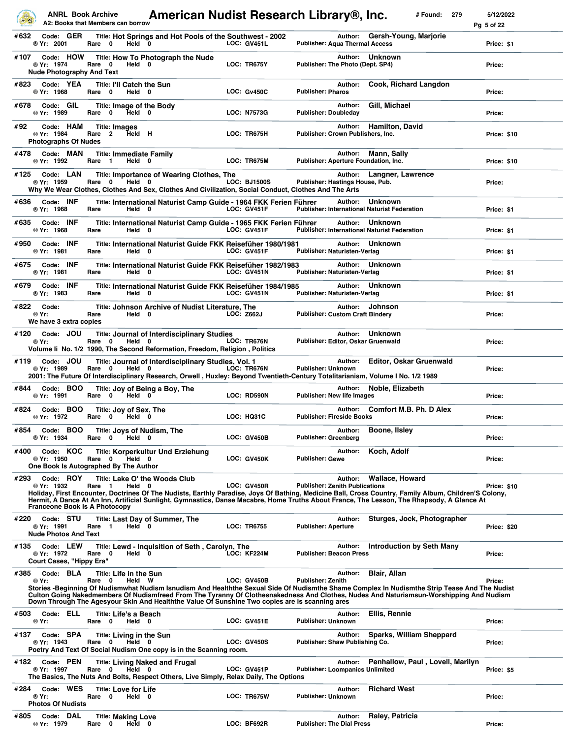**#632** Code: **GER** Title: **Hot Springs and Hot Pools of the Southwest - 2002** Author: **Gersh-Young, Marjorie**
® Yr: 2001 Rare 0 Held 0 LOC: GV451L Publisher: Aqua Thermal Access Price: $1

**#107** Code: **HOW** Title: **How To Photograph the Nude** Author: **Unknown**
® Yr: 1974 Rare 0 Held 0 LOC: TR675Y Publisher: The Photo (Dept. SP4) Price:
Nude Photography And Text

**#823** Code: **YEA** Title: **I'll Catch the Sun** Author: **Cook, Richard Langdon**
® Yr: 1968 Rare 0 Held 0 LOC: Gv450C Publisher: Pharos Price:

**#678** Code: **GIL** Title: **Image of the Body** Author: **Gill, Michael**
® Yr: 1989 Rare 0 Held 0 LOC: N7573G Publisher: Doubleday Price:

**#92** Code: **HAM** Title: **Images** Author: **Hamilton, David**
® Yr: 1984 Rare 2 Held H LOC: TR675H Publisher: Crown Publishers, Inc. Price: $10
Photographs Of Nudes

**#478** Code: **MAN** Title: **Immediate Family** Author: **Mann, Sally**
® Yr: 1992 Rare 1 Held 0 LOC: TR675M Publisher: Aperture Foundation, Inc. Price: $10

**#125** Code: **LAN** Title: **Importance of Wearing Clothes, The** Author: **Langner, Lawrence**
® Yr: 1959 Rare 0 Held 0 LOC: BJ1500S Publisher: Hastings House, Pub. Price:
Why We Wear Clothes, Clothes And Sex, Clothes And Civilization, Social Conduct, Clothes And The Arts

**#636** Code: **INF** Title: **International Naturist Camp Guide - 1964 FKK Ferien Führer** Author: **Unknown**
® Yr: 1968 Rare Held 0 LOC: GV451F Publisher: International Naturist Federation Price: $1

**#635** Code: **INF** Title: **International Naturist Camp Guide - 1965 FKK Ferien Führer** Author: **Unknown**
® Yr: 1968 Rare Held 0 LOC: GV451F Publisher: International Naturist Federation Price: $1

**#950** Code: **INF** Title: **International Naturist Guide FKK Reiseführer 1980/1981** Author: **Unknown**
® Yr: 1981 Rare Held 0 LOC: GV451F Publisher: Naturisten-Verlag Price: $1

**#675** Code: **INF** Title: **International Naturist Guide FKK Reiseführer 1982/1983** Author: **Unknown**
® Yr: 1981 Rare Held 0 LOC: GV451N Publisher: Naturisten-Verlag Price: $1

**#679** Code: **INF** Title: **International Naturist Guide FKK Reiseführer 1984/1985** Author: **Unknown**
® Yr: 1983 Rare Held 0 LOC: GV451N Publisher: Naturisten-Verlag Price: $1

**#822** Code: Title: **Johnson Archive of Nudist Literature, The** Author: **Johnson**
® Yr: Rare Held 0 LOC: Z662J Publisher: Custom Craft Bindery Price:
We have 3 extra copies

**#120** Code: **JOU** Title: **Journal of Interdisciplinary Studies** Author: **Unknown**
® Yr: Rare 0 Held 0 LOC: TR676N Publisher: Editor, Oskar Gruenwald Price:
Volume Ii No. 1/2 1990, The Second Reformation, Freedom, Religion , Politics

**#119** Code: **JOU** Title: **Journal of Interdisciplinary Studies, Vol. 1** Author: **Editor, Oskar Gruenwald**
® Yr: 1989 Rare 0 Held 0 LOC: TR676N Publisher: Unknown Price:
2001: The Future Of Interdisciplinary Research, Orwell , Huxley: Beyond Twentieth-Century Totalitarianism, Volume I No. 1/2 1989

**#844** Code: **BOO** Title: **Joy of Being a Boy, The** Author: **Noble, Elizabeth**
® Yr: 1991 Rare 0 Held 0 LOC: RD590N Publisher: New life Images Price:

**#824** Code: **BOO** Title: **Joy of Sex, The** Author: **Comfort M.B. Ph. D Alex**
® Yr: 1972 Rare 0 Held 0 LOC: HQ31C Publisher: Fireside Books Price:

**#854** Code: **BOO** Title: **Joys of Nudism, The** Author: **Boone, Ilsley**
® Yr: 1934 Rare 0 Held 0 LOC: GV450B Publisher: Greenberg Price:

**#400** Code: **KOC** Title: **Korperkultur Und Erziehung** Author: **Koch, Adolf**
® Yr: 1950 Rare 0 Held 0 LOC: GV450K Publisher: Gewe Price:
One Book Is Autographed By The Author

**#293** Code: **ROY** Title: **Lake O' the Woods Club** Author: **Wallace, Howard**
® Yr: 1932 Rare 1 Held 0 LOC: GV450R Publisher: Zenith Publications Price: $10
Holiday, First Encounter, Doctrines Of The Nudists, Earthly Paradise, Joys Of Bathing, Medicine Ball, Cross Country, Family Album, Children'S Colony, Hermit, A Dance At An Inn, Artificial Sunlight, Gymnastics, Danse Macabre, Home Truths About France, The Lesson, The Rhapsody, A Glance At Franceone Book Is A Photocopy

**#220** Code: **STU** Title: **Last Day of Summer, The** Author: **Sturges, Jock, Photographer**
® Yr: 1991 Rare 1 Held 0 LOC: TR6755 Publisher: Aperture Price: $20
Nude Photos And Text

**#135** Code: **LEW** Title: **Lewd - Inquisition of Seth , Carolyn, The** Author: **Introduction by Seth Many**
® Yr: 1972 Rare 0 Held 0 LOC: KF224M Publisher: Beacon Press Price:
Court Cases, "Hippy Era"

**#385** Code: **BLA** Title: **Life in the Sun** Author: **Blair, Allan**
® Yr: Rare 0 Held W LOC: GV450B Publisher: Zenith Price:
Stories -Beginning Of Nudismwhat Nudism Isnudism And Healththe Sexual Side Of Nudismthe Shame Complex In Nudismthe Strip Tease And The Nudist Culton Going Nakedmembers Of Nudismfreed From The Tyranny Of Clothesnakedness And Clothes, Nudes And Naturismsun-Worshipping And Nudism Down Through The Agesyour Skin And Healththe Value Of Sunshine Two copies are is scanning ares

**#503** Code: **ELL** Title: **Life's a Beach** Author: **Ellis, Rennie**
® Yr: Rare 0 Held 0 LOC: GV451E Publisher: Unknown Price:

**#137** Code: **SPA** Title: **Living in the Sun** Author: **Sparks, William Sheppard**
® Yr: 1943 Rare 0 Held 0 LOC: GV450S Publisher: Shaw Publishing Co. Price:
Poetry And Text Of Social Nudism One copy is in the Scanning room.

**#182** Code: **PEN** Title: **Living Naked and Frugal** Author: **Penhallow, Paul , Lovell, Marilyn**
® Yr: 1997 Rare 0 Held 0 LOC: GV451P Publisher: Loompanics Unlimited Price: $5
The Basics, The Nuts And Bolts, Respect Others, Live Simply, Relax Daily, The Options

**#284** Code: **WES** Title: **Love for Life** Author: **Richard West**
® Yr: Rare 0 Held 0 LOC: TR675W Publisher: Unknown Price:
Photos Of Nudists

**#805** Code: **DAL** Title: **Making Love** Author: **Raley, Patricia**
® Yr: 1979 Rare 0 Held 0 LOC: BF692R Publisher: The Dial Press Price: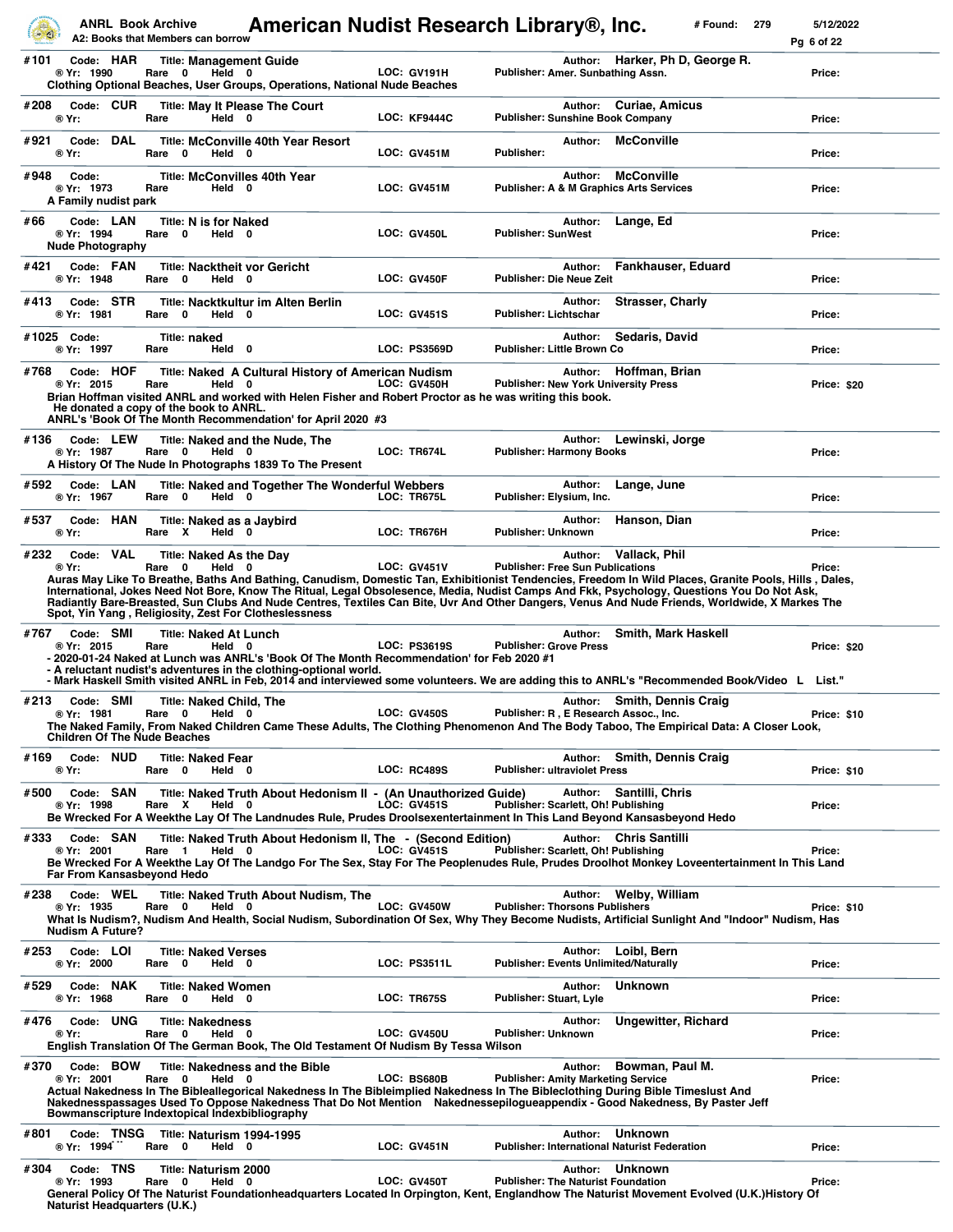**#101** Code: HAR | Title: **Management Guide** | Author: Harker, Ph D, George R.
® Yr: 1990 | Rare 0 | Held 0 | LOC: GV191H | Publisher: Amer. Sunbathing Assn. | Price:
Clothing Optional Beaches, User Groups, Operations, National Nude Beaches

**#208** Code: CUR | Title: **May It Please The Court** | Author: Curiae, Amicus
® Yr: | Rare | Held 0 | LOC: KF9444C | Publisher: Sunshine Book Company | Price:

**#921** Code: DAL | Title: **McConville 40th Year Resort** | Author: McConville
® Yr: | Rare 0 | Held 0 | LOC: GV451M | Publisher: | Price:

**#948** Code: | Title: **McConvilles 40th Year** | Author: McConville
® Yr: 1973 | Rare | Held 0 | LOC: GV451M | Publisher: A & M Graphics Arts Services | Price:
A Family nudist park

**#66** Code: LAN | Title: **N is for Naked** | Author: Lange, Ed
® Yr: 1994 | Rare 0 | Held 0 | LOC: GV450L | Publisher: SunWest | Price:
Nude Photography

**#421** Code: FAN | Title: **Nacktheit vor Gericht** | Author: Fankhauser, Eduard
® Yr: 1948 | Rare 0 | Held 0 | LOC: GV450F | Publisher: Die Neue Zeit | Price:

**#413** Code: STR | Title: **Nacktkultur im Alten Berlin** | Author: Strasser, Charly
® Yr: 1981 | Rare 0 | Held 0 | LOC: GV451S | Publisher: Lichtschar | Price:

**#1025** Code: | Title: **naked** | Author: Sedaris, David
® Yr: 1997 | Rare | Held 0 | LOC: PS3569D | Publisher: Little Brown Co | Price:

**#768** Code: HOF | Title: **Naked A Cultural History of American Nudism** | Author: Hoffman, Brian
® Yr: 2015 | Rare | Held 0 | LOC: GV450H | Publisher: New York University Press | Price: $20
Brian Hoffman visited ANRL and worked with Helen Fisher and Robert Proctor as he was writing this book.
He donated a copy of the book to ANRL.
ANRL's 'Book Of The Month Recommendation' for April 2020 #3

**#136** Code: LEW | Title: **Naked and the Nude, The** | Author: Lewinski, Jorge
® Yr: 1987 | Rare 0 | Held 0 | LOC: TR674L | Publisher: Harmony Books | Price:
A History Of The Nude In Photographs 1839 To The Present

**#592** Code: LAN | Title: **Naked and Together The Wonderful Webbers** | Author: Lange, June
® Yr: 1967 | Rare 0 | Held 0 | LOC: TR675L | Publisher: Elysium, Inc. | Price:

**#537** Code: HAN | Title: **Naked as a Jaybird** | Author: Hanson, Dian
® Yr: | Rare X | Held 0 | LOC: TR676H | Publisher: Unknown | Price:

**#232** Code: VAL | Title: **Naked As the Day** | Author: Vallack, Phil
® Yr: | Rare 0 | Held 0 | LOC: GV451V | Publisher: Free Sun Publications | Price:
Auras May Like To Breathe, Baths And Bathing, Canudism, Domestic Tan, Exhibitionist Tendencies, Freedom In Wild Places, Granite Pools, Hills , Dales, International, Jokes Need Not Bore, Know The Ritual, Legal Obsolesence, Media, Nudist Camps And Fkk, Psychology, Questions You Do Not Ask, Radiantly Bare-Breasted, Sun Clubs And Nude Centres, Textiles Can Bite, Uvr And Other Dangers, Venus And Nude Friends, Worldwide, X Markes The Spot, Yin Yang , Religiosity, Zest For Clotheslessness

**#767** Code: SMI | Title: **Naked At Lunch** | Author: Smith, Mark Haskell
® Yr: 2015 | Rare | Held 0 | LOC: PS3619S | Publisher: Grove Press | Price: $20
- 2020-01-24 Naked at Lunch was ANRL's 'Book Of The Month Recommendation' for Feb 2020 #1
- A reluctant nudist's adventures in the clothing-optional world.
- Mark Haskell Smith visited ANRL in Feb, 2014 and interviewed some volunteers. We are adding this to ANRL's "Recommended Book/Video L List."

**#213** Code: SMI | Title: **Naked Child, The** | Author: Smith, Dennis Craig
® Yr: 1981 | Rare 0 | Held 0 | LOC: GV450S | Publisher: R , E Research Assoc., Inc. | Price: $10
The Naked Family, From Naked Children Came These Adults, The Clothing Phenomenon And The Body Taboo, The Empirical Data: A Closer Look, Children Of The Nude Beaches

**#169** Code: NUD | Title: **Naked Fear** | Author: Smith, Dennis Craig
® Yr: | Rare 0 | Held 0 | LOC: RC489S | Publisher: ultraviolet Press | Price: $10

**#500** Code: SAN | Title: **Naked Truth About Hedonism II - (An Unauthorized Guide)** | Author: Santilli, Chris
® Yr: 1998 | Rare X | Held 0 | LOC: GV451S | Publisher: Scarlett, Oh! Publishing | Price:
Be Wrecked For A Weekthe Lay Of The Landnudes Rule, Prudes Droolsexentertainment In This Land Beyond Kansasbeyond Hedo

**#333** Code: SAN | Title: **Naked Truth About Hedonism II, The - (Second Edition)** | Author: Chris Santilli
® Yr: 2001 | Rare 1 | Held 0 | LOC: GV451S | Publisher: Scarlett, Oh! Publishing | Price:
Be Wrecked For A Weekthe Lay Of The Landgo For The Sex, Stay For The Peoplenudes Rule, Prudes Droolhot Monkey Loveentertainment In This Land Far From Kansasbeyond Hedo

**#238** Code: WEL | Title: **Naked Truth About Nudism, The** | Author: Welby, William
® Yr: 1935 | Rare 0 | Held 0 | LOC: GV450W | Publisher: Thorsons Publishers | Price: $10
What Is Nudism?, Nudism And Health, Social Nudism, Subordination Of Sex, Why They Become Nudists, Artificial Sunlight And "Indoor" Nudism, Has Nudism A Future?

**#253** Code: LOI | Title: **Naked Verses** | Author: Loibl, Bern
® Yr: 2000 | Rare 0 | Held 0 | LOC: PS3511L | Publisher: Events Unlimited/Naturally | Price:

**#529** Code: NAK | Title: **Naked Women** | Author: Unknown
® Yr: 1968 | Rare 0 | Held 0 | LOC: TR675S | Publisher: Stuart, Lyle | Price:

**#476** Code: UNG | Title: **Nakedness** | Author: Ungewitter, Richard
® Yr: | Rare 0 | Held 0 | LOC: GV450U | Publisher: Unknown | Price:
English Translation Of The German Book, The Old Testament Of Nudism By Tessa Wilson

**#370** Code: BOW | Title: **Nakedness and the Bible** | Author: Bowman, Paul M.
® Yr: 2001 | Rare 0 | Held 0 | LOC: BS680B | Publisher: Amity Marketing Service | Price:
Actual Nakedness In The Bibleallegorical Nakedness In The Bibleimplied Nakedness In The Bibleclothing During Bible Timeslust And Nakednesspassages Used To Oppose Nakedness That Do Not Mention Nakednessepilogueappendix - Good Nakedness, By Paster Jeff Bowmanscripture Indextopical Indexbibliography

**#801** Code: TNSG | Title: **Naturism 1994-1995** | Author: Unknown
® Yr: 1994 | Rare 0 | Held 0 | LOC: GV451N | Publisher: International Naturist Federation | Price:

**#304** Code: TNS | Title: **Naturism 2000** | Author: Unknown
® Yr: 1993 | Rare 0 | Held 0 | LOC: GV450T | Publisher: The Naturist Foundation | Price:
General Policy Of The Naturist Foundationheadquarters Located In Orpington, Kent, Englandhow The Naturist Movement Evolved (U.K.)History Of Naturist Headquarters (U.K.)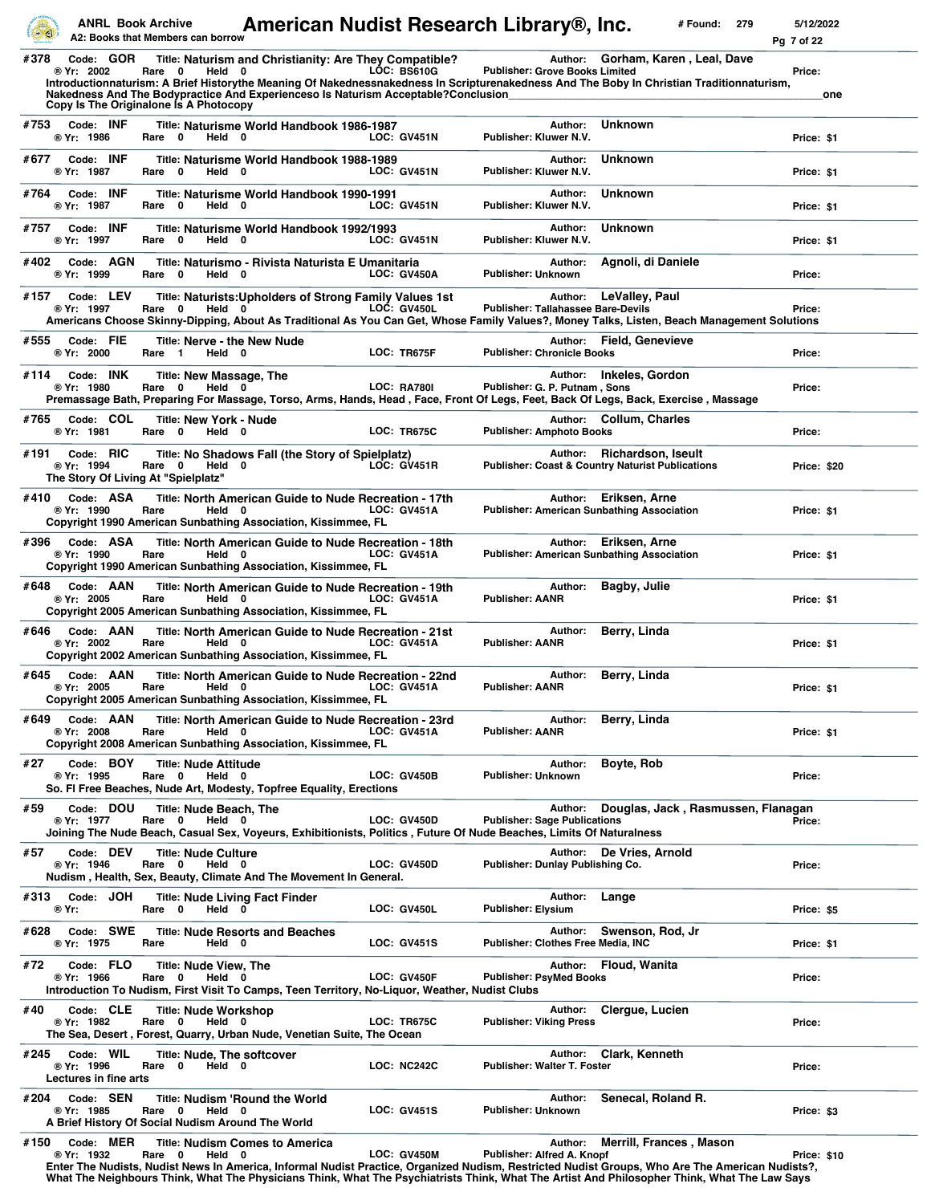**#378** Code: GOR Title: **Naturism and Christianity: Are They Compatible?** Author: Gorham, Karen , Leal, Dave
® Yr: 2002 Rare 0 Held 0 LOC: BS610G Publisher: Grove Books Limited Price:
Introductionnaturism: A Brief Historythe Meaning Of Nakednessnakedness In Scripturenakedness And The Boby In Christian Traditionnaturism, Nakedness And The Bodypractice And Experienceso Is Naturism Acceptable?Conclusion_______________one Copy Is The Originalone Is A Photocopy

---

**#753** Code: INF Title: **Naturisme World Handbook 1986-1987** Author: Unknown
® Yr: 1986 Rare 0 Held 0 LOC: GV451N Publisher: Kluwer N.V. Price: $1

---

**#677** Code: INF Title: **Naturisme World Handbook 1988-1989** Author: Unknown
® Yr: 1987 Rare 0 Held 0 LOC: GV451N Publisher: Kluwer N.V. Price: $1

---

**#764** Code: INF Title: **Naturisme World Handbook 1990-1991** Author: Unknown
® Yr: 1987 Rare 0 Held 0 LOC: GV451N Publisher: Kluwer N.V. Price: $1

---

**#757** Code: INF Title: **Naturisme World Handbook 1992/1993** Author: Unknown
® Yr: 1997 Rare 0 Held 0 LOC: GV451N Publisher: Kluwer N.V. Price: $1

---

**#402** Code: AGN Title: **Naturismo - Rivista Naturista E Umanitaria** Author: Agnoli, di Daniele
® Yr: 1999 Rare 0 Held 0 LOC: GV450A Publisher: Unknown Price:

---

**#157** Code: LEV Title: **Naturists:Upholders of Strong Family Values 1st** Author: LeValley, Paul
® Yr: 1997 Rare 0 Held 0 LOC: GV450L Publisher: Tallahassee Bare-Devils Price:
Americans Choose Skinny-Dipping, About As Traditional As You Can Get, Whose Family Values?, Money Talks, Listen, Beach Management Solutions

---

**#555** Code: FIE Title: **Nerve - the New Nude** Author: Field, Genevieve
® Yr: 2000 Rare 1 Held 0 LOC: TR675F Publisher: Chronicle Books Price:

---

**#114** Code: INK Title: **New Massage, The** Author: Inkeles, Gordon
® Yr: 1980 Rare 0 Held 0 LOC: RA780I Publisher: G. P. Putnam , Sons Price:
Premassage Bath, Preparing For Massage, Torso, Arms, Hands, Head , Face, Front Of Legs, Feet, Back Of Legs, Back, Exercise , Massage

---

**#765** Code: COL Title: **New York - Nude** Author: Collum, Charles
® Yr: 1981 Rare 0 Held 0 LOC: TR675C Publisher: Amphoto Books Price:

---

**#191** Code: RIC Title: **No Shadows Fall (the Story of Spielplatz)** Author: Richardson, Iseult
® Yr: 1994 Rare 0 Held 0 LOC: GV451R Publisher: Coast & Country Naturist Publications Price: $20
The Story Of Living At "Spielplatz"

---

**#410** Code: ASA Title: **North American Guide to Nude Recreation - 17th** Author: Eriksen, Arne
® Yr: 1990 Rare Held 0 LOC: GV451A Publisher: American Sunbathing Association Price: $1
Copyright 1990 American Sunbathing Association, Kissimmee, FL

---

**#396** Code: ASA Title: **North American Guide to Nude Recreation - 18th** Author: Eriksen, Arne
® Yr: 1990 Rare Held 0 LOC: GV451A Publisher: American Sunbathing Association Price: $1
Copyright 1990 American Sunbathing Association, Kissimmee, FL

---

**#648** Code: AAN Title: **North American Guide to Nude Recreation - 19th** Author: Bagby, Julie
® Yr: 2005 Rare Held 0 LOC: GV451A Publisher: AANR Price: $1
Copyright 2005 American Sunbathing Association, Kissimmee, FL

---

**#646** Code: AAN Title: **North American Guide to Nude Recreation - 21st** Author: Berry, Linda
® Yr: 2002 Rare Held 0 LOC: GV451A Publisher: AANR Price: $1
Copyright 2002 American Sunbathing Association, Kissimmee, FL

---

**#645** Code: AAN Title: **North American Guide to Nude Recreation - 22nd** Author: Berry, Linda
® Yr: 2005 Rare Held 0 LOC: GV451A Publisher: AANR Price: $1
Copyright 2005 American Sunbathing Association, Kissimmee, FL

---

**#649** Code: AAN Title: **North American Guide to Nude Recreation - 23rd** Author: Berry, Linda
® Yr: 2008 Rare Held 0 LOC: GV451A Publisher: AANR Price: $1
Copyright 2008 American Sunbathing Association, Kissimmee, FL

---

**#27** Code: BOY Title: **Nude Attitude** Author: Boyte, Rob
® Yr: 1995 Rare 0 Held 0 LOC: GV450B Publisher: Unknown Price:
So. Fl Free Beaches, Nude Art, Modesty, Topfree Equality, Erections

---

**#59** Code: DOU Title: **Nude Beach, The** Author: Douglas, Jack , Rasmussen, Flanagan
® Yr: 1977 Rare 0 Held 0 LOC: GV450D Publisher: Sage Publications Price:
Joining The Nude Beach, Casual Sex, Voyeurs, Exhibitionists, Politics , Future Of Nude Beaches, Limits Of Naturalness

---

**#57** Code: DEV Title: **Nude Culture** Author: De Vries, Arnold
® Yr: 1946 Rare 0 Held 0 LOC: GV450D Publisher: Dunlay Publishing Co. Price:
Nudism , Health, Sex, Beauty, Climate And The Movement In General.

---

**#313** Code: JOH Title: **Nude Living Fact Finder** Author: Lange
® Yr: Rare 0 Held 0 LOC: GV450L Publisher: Elysium Price: $5

---

**#628** Code: SWE Title: **Nude Resorts and Beaches** Author: Swenson, Rod, Jr
® Yr: 1975 Rare Held 0 LOC: GV451S Publisher: Clothes Free Media, INC Price: $1

---

**#72** Code: FLO Title: **Nude View, The** Author: Floud, Wanita
® Yr: 1966 Rare 0 Held 0 LOC: GV450F Publisher: PsyMed Books Price:
Introduction To Nudism, First Visit To Camps, Teen Territory, No-Liquor, Weather, Nudist Clubs

---

**#40** Code: CLE Title: **Nude Workshop** Author: Clergue, Lucien
® Yr: 1982 Rare 0 Held 0 LOC: TR675C Publisher: Viking Press Price:
The Sea, Desert , Forest, Quarry, Urban Nude, Venetian Suite, The Ocean

---

**#245** Code: WIL Title: **Nude, The softcover** Author: Clark, Kenneth
® Yr: 1996 Rare 0 Held 0 LOC: NC242C Publisher: Walter T. Foster Price:
Lectures in fine arts

---

**#204** Code: SEN Title: **Nudism 'Round the World** Author: Senecal, Roland R.
® Yr: 1985 Rare 0 Held 0 LOC: GV451S Publisher: Unknown Price: $3
A Brief History Of Social Nudism Around The World

---

**#150** Code: MER Title: **Nudism Comes to America** Author: Merrill, Frances , Mason
® Yr: 1932 Rare 0 Held 0 LOC: GV450M Publisher: Alfred A. Knopf Price: $10
Enter The Nudists, Nudist News In America, Informal Nudist Practice, Organized Nudism, Restricted Nudist Groups, Who Are The American Nudists?, What The Neighbours Think, What The Physicians Think, What The Psychiatrists Think, What The Artist And Philosopher Think, What The Law Says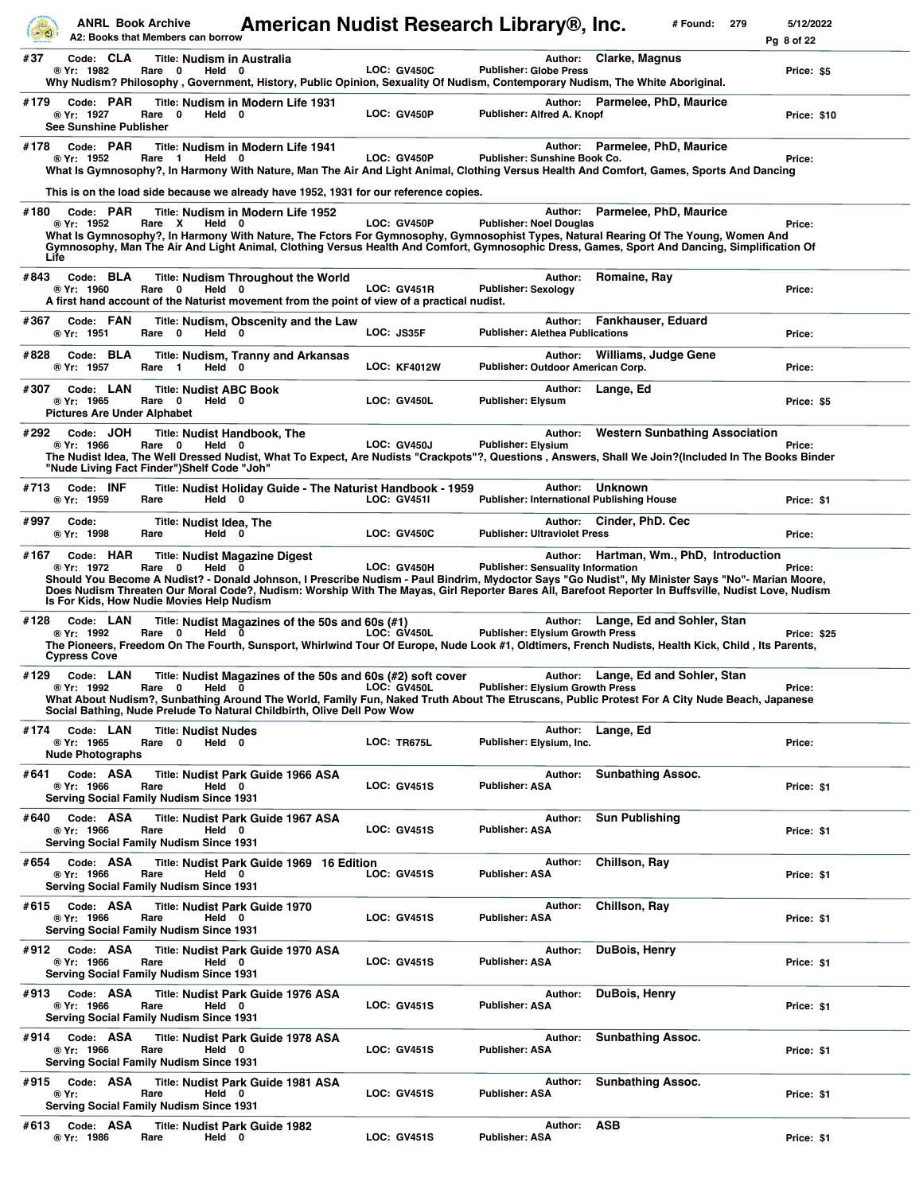**#37** Code: CLA — Title: **Nudism in Australia** — Author: Clarke, Magnus
® Yr: 1982 — Rare 0 — Held 0 — LOC: GV450C — Publisher: Globe Press — Price: $5
Why Nudism? Philosophy , Government, History, Public Opinion, Sexuality Of Nudism, Contemporary Nudism, The White Aboriginal.

**#179** Code: PAR — Title: **Nudism in Modern Life 1931** — Author: Parmelee, PhD, Maurice
® Yr: 1927 — Rare 0 — Held 0 — LOC: GV450P — Publisher: Alfred A. Knopf — Price: $10
See Sunshine Publisher

**#178** Code: PAR — Title: **Nudism in Modern Life 1941** — Author: Parmelee, PhD, Maurice
® Yr: 1952 — Rare 1 — Held 0 — LOC: GV450P — Publisher: Sunshine Book Co. — Price:
What Is Gymnosophy?, In Harmony With Nature, Man The Air And Light Animal, Clothing Versus Health And Comfort, Games, Sports And Dancing

This is on the load side because we already have 1952, 1931 for our reference copies.

**#180** Code: PAR — Title: **Nudism in Modern Life 1952** — Author: Parmelee, PhD, Maurice
® Yr: 1952 — Rare X — Held 0 — LOC: GV450P — Publisher: Noel Douglas — Price:
What Is Gymnosophy?, In Harmony With Nature, The Fctors For Gymnosophy, Gymnosophist Types, Natural Rearing Of The Young, Women And Gymnosophy, Man The Air And Light Animal, Clothing Versus Health And Comfort, Gymnosophic Dress, Games, Sport And Dancing, Simplification Of Life

**#843** Code: BLA — Title: **Nudism Throughout the World** — Author: Romaine, Ray
® Yr: 1960 — Rare 0 — Held 0 — LOC: GV451R — Publisher: Sexology — Price:
A first hand account of the Naturist movement from the point of view of a practical nudist.

**#367** Code: FAN — Title: **Nudism, Obscenity and the Law** — Author: Fankhauser, Eduard
® Yr: 1951 — Rare 0 — Held 0 — LOC: JS35F — Publisher: Alethea Publications — Price:

**#828** Code: BLA — Title: **Nudism, Tranny and Arkansas** — Author: Williams, Judge Gene
® Yr: 1957 — Rare 1 — Held 0 — LOC: KF4012W — Publisher: Outdoor American Corp. — Price:

**#307** Code: LAN — Title: **Nudist ABC Book** — Author: Lange, Ed
® Yr: 1965 — Rare 0 — Held 0 — LOC: GV450L — Publisher: Elysum — Price: $5
Pictures Are Under Alphabet

**#292** Code: JOH — Title: **Nudist Handbook, The** — Author: Western Sunbathing Association
® Yr: 1966 — Rare 0 — Held 0 — LOC: GV450J — Publisher: Elysium — Price:
The Nudist Idea, The Well Dressed Nudist, What To Expect, Are Nudists "Crackpots"?, Questions , Answers, Shall We Join?(Included In The Books Binder "Nude Living Fact Finder")Shelf Code "Joh"

**#713** Code: INF — Title: **Nudist Holiday Guide - The Naturist Handbook - 1959** — Author: Unknown
® Yr: 1959 — Rare — Held 0 — LOC: GV451I — Publisher: International Publishing House — Price: $1

**#997** Code: — Title: **Nudist Idea, The** — Author: Cinder, PhD. Cec
® Yr: 1998 — Rare — Held 0 — LOC: GV450C — Publisher: Ultraviolet Press — Price:

**#167** Code: HAR — Title: **Nudist Magazine Digest** — Author: Hartman, Wm., PhD, Introduction
® Yr: 1972 — Rare 0 — Held 0 — LOC: GV450H — Publisher: Sensuality Information — Price:
Should You Become A Nudist? - Donald Johnson, I Prescribe Nudism - Paul Bindrim, Mydoctor Says "Go Nudist", My Minister Says "No"- Marian Moore, Does Nudism Threaten Our Moral Code?, Nudism: Worship With The Mayas, Girl Reporter Bares All, Barefoot Reporter In Buffsville, Nudist Love, Nudism Is For Kids, How Nudie Movies Help Nudism

**#128** Code: LAN — Title: **Nudist Magazines of the 50s and 60s (#1)** — Author: Lange, Ed and Sohler, Stan
® Yr: 1992 — Rare 0 — Held 0 — LOC: GV450L — Publisher: Elysium Growth Press — Price: $25
The Pioneers, Freedom On The Fourth, Sunsport, Whirlwind Tour Of Europe, Nude Look #1, Oldtimers, French Nudists, Health Kick, Child , Its Parents, Cypress Cove

**#129** Code: LAN — Title: **Nudist Magazines of the 50s and 60s (#2) soft cover** — Author: Lange, Ed and Sohler, Stan
® Yr: 1992 — Rare 0 — Held 0 — LOC: GV450L — Publisher: Elysium Growth Press — Price:
What About Nudism?, Sunbathing Around The World, Family Fun, Naked Truth About The Etruscans, Public Protest For A City Nude Beach, Japanese Social Bathing, Nude Prelude To Natural Childbirth, Olive Dell Pow Wow

**#174** Code: LAN — Title: **Nudist Nudes** — Author: Lange, Ed
® Yr: 1965 — Rare 0 — Held 0 — LOC: TR675L — Publisher: Elysium, Inc. — Price:
Nude Photographs

**#641** Code: ASA — Title: **Nudist Park Guide 1966 ASA** — Author: Sunbathing Assoc.
® Yr: 1966 — Rare — Held 0 — LOC: GV451S — Publisher: ASA — Price: $1
Serving Social Family Nudism Since 1931

**#640** Code: ASA — Title: **Nudist Park Guide 1967 ASA** — Author: Sun Publishing
® Yr: 1966 — Rare — Held 0 — LOC: GV451S — Publisher: ASA — Price: $1
Serving Social Family Nudism Since 1931

**#654** Code: ASA — Title: **Nudist Park Guide 1969 16 Edition** — Author: Chillson, Ray
® Yr: 1966 — Rare — Held 0 — LOC: GV451S — Publisher: ASA — Price: $1
Serving Social Family Nudism Since 1931

**#615** Code: ASA — Title: **Nudist Park Guide 1970** — Author: Chillson, Ray
® Yr: 1966 — Rare — Held 0 — LOC: GV451S — Publisher: ASA — Price: $1
Serving Social Family Nudism Since 1931

**#912** Code: ASA — Title: **Nudist Park Guide 1970 ASA** — Author: DuBois, Henry
® Yr: 1966 — Rare — Held 0 — LOC: GV451S — Publisher: ASA — Price: $1
Serving Social Family Nudism Since 1931

**#913** Code: ASA — Title: **Nudist Park Guide 1976 ASA** — Author: DuBois, Henry
® Yr: 1966 — Rare — Held 0 — LOC: GV451S — Publisher: ASA — Price: $1
Serving Social Family Nudism Since 1931

**#914** Code: ASA — Title: **Nudist Park Guide 1978 ASA** — Author: Sunbathing Assoc.
® Yr: 1966 — Rare — Held 0 — LOC: GV451S — Publisher: ASA — Price: $1
Serving Social Family Nudism Since 1931

**#915** Code: ASA — Title: **Nudist Park Guide 1981 ASA** — Author: Sunbathing Assoc.
® Yr: — Rare — Held 0 — LOC: GV451S — Publisher: ASA — Price: $1
Serving Social Family Nudism Since 1931

**#613** Code: ASA — Title: **Nudist Park Guide 1982** — Author: ASB
® Yr: 1986 — Rare — Held 0 — LOC: GV451S — Publisher: ASA — Price: $1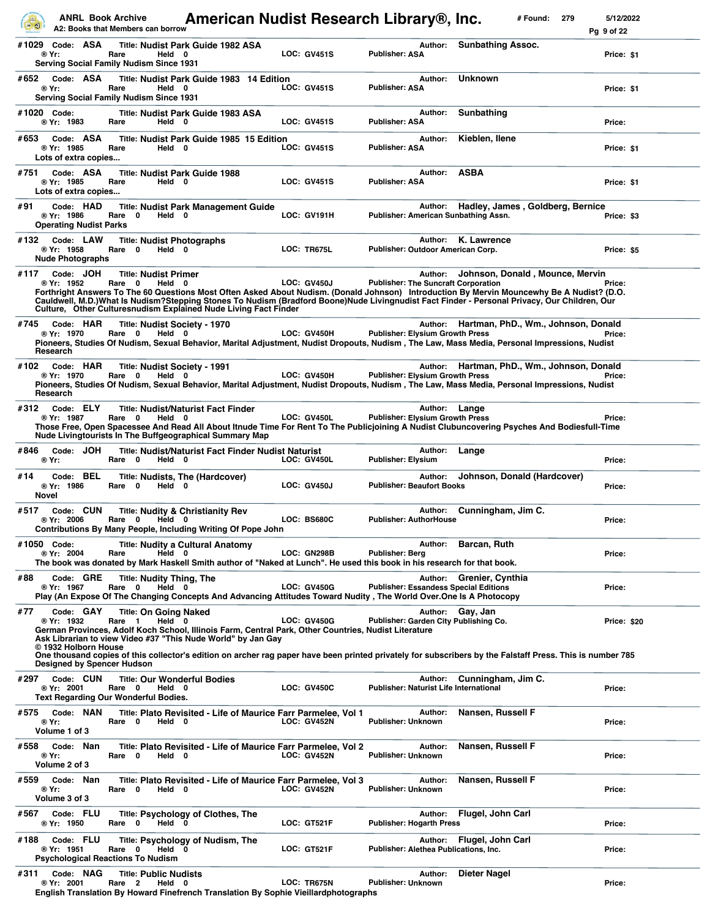| # | Code | Title | Author | Yr | Rare | Held | LOC | Publisher | Price |
|---|---|---|---|---|---|---|---|---|---|
| #1029 | ASA | Nudist Park Guide 1982 ASA | Sunbathing Assoc. | | | 0 | GV451S | ASA | $1 |
| #652 | ASA | Nudist Park Guide 1983 14 Edition | Unknown | | | 0 | GV451S | ASA | $1 |
| #1020 | | Nudist Park Guide 1983 ASA | Sunbathing | 1983 | | 0 | GV451S | ASA | |
| #653 | ASA | Nudist Park Guide 1985 15 Edition | Kieblen, Ilene | 1985 | | 0 | GV451S | ASA | $1 |
| #751 | ASA | Nudist Park Guide 1988 | ASBA | 1985 | | 0 | GV451S | ASA | $1 |
| #91 | HAD | Nudist Park Management Guide | Hadley, James , Goldberg, Bernice | 1986 | 0 | 0 | GV191H | American Sunbathing Assn. | $3 |
| #132 | LAW | Nudist Photographs | K. Lawrence | 1958 | 0 | 0 | TR675L | Outdoor American Corp. | $5 |
| #117 | JOH | Nudist Primer | Johnson, Donald , Mounce, Mervin | 1952 | 0 | 0 | GV450J | The Suncraft Corporation | |
| #745 | HAR | Nudist Society - 1970 | Hartman, PhD., Wm., Johnson, Donald | 1970 | 0 | 0 | GV450H | Elysium Growth Press | |
| #102 | HAR | Nudist Society - 1991 | Hartman, PhD., Wm., Johnson, Donald | 1970 | 0 | 0 | GV450H | Elysium Growth Press | |
| #312 | ELY | Nudist/Naturist Fact Finder | Lange | 1987 | 0 | 0 | GV450L | Elysium Growth Press | |
| #846 | JOH | Nudist/Naturist Fact Finder Nudist Naturist | Lange | | 0 | 0 | GV450L | Elysium | |
| #14 | BEL | Nudists, The (Hardcover) | Johnson, Donald (Hardcover) | 1986 | 0 | 0 | GV450J | Beaufort Books | |
| #517 | CUN | Nudity & Christianity Rev | Cunningham, Jim C. | 2006 | 0 | 0 | BS680C | AuthorHouse | |
| #1050 | | Nudity a Cultural Anatomy | Barcan, Ruth | 2004 | | 0 | GN298B | Berg | |
| #88 | GRE | Nudity Thing, The | Grenier, Cynthia | 1967 | 0 | 0 | GV450G | Essandess Special Editions | |
| #77 | GAY | On Going Naked | Gay, Jan | 1932 | 1 | 0 | GV450G | Garden City Publishing Co. | $20 |
| #297 | CUN | Our Wonderful Bodies | Cunningham, Jim C. | 2001 | 0 | 0 | GV450C | Naturist Life International | |
| #575 | NAN | Plato Revisited - Life of Maurice Farr Parmelee, Vol 1 | Nansen, Russell F | | 0 | 0 | GV452N | Unknown | |
| #558 | Nan | Plato Revisited - Life of Maurice Farr Parmelee, Vol 2 | Nansen, Russell F | | 0 | 0 | GV452N | Unknown | |
| #559 | Nan | Plato Revisited - Life of Maurice Farr Parmelee, Vol 3 | Nansen, Russell F | | 0 | 0 | GV452N | Unknown | |
| #567 | FLU | Psychology of Clothes, The | Flugel, John Carl | 1950 | 0 | 0 | GT521F | Hogarth Press | |
| #188 | FLU | Psychology of Nudism, The | Flugel, John Carl | 1951 | 0 | 0 | GT521F | Alethea Publications, Inc. | |
| #311 | NAG | Public Nudists | Dieter Nagel | 2001 | 2 | 0 | TR675N | Unknown | |

Notes by entry:

- #1029: Serving Social Family Nudism Since 1931
- #652: Serving Social Family Nudism Since 1931
- #653: Lots of extra copies...
- #751: Lots of extra copies...
- #91: Operating Nudist Parks
- #132: Nude Photographs
- #117: Forthright Answers To The 60 Questions Most Often Asked About Nudism. (Donald Johnson) Introduction By Mervin Mouncewhy Be A Nudist? (D.O. Cauldwell, M.D.)What Is Nudism?Stepping Stones To Nudism (Bradford Boone)Nude Livingnudist Fact Finder - Personal Privacy, Our Children, Our Culture, Other Culturesnudism Explained Nude Living Fact Finder
- #745: Pioneers, Studies Of Nudism, Sexual Behavior, Marital Adjustment, Nudist Dropouts, Nudism , The Law, Mass Media, Personal Impressions, Nudist Research
- #102: Pioneers, Studies Of Nudism, Sexual Behavior, Marital Adjustment, Nudist Dropouts, Nudism , The Law, Mass Media, Personal Impressions, Nudist Research
- #312: Those Free, Open Spacessee And Read All About Itnude Time For Rent To The Publicjoining A Nudist Clubuncovering Psyches And Bodiesfull-Time Nude Livingtourists In The Buffgeographical Summary Map
- #14: Novel
- #517: Contributions By Many People, Including Writing Of Pope John
- #1050: The book was donated by Mark Haskell Smith author of "Naked at Lunch". He used this book in his research for that book.
- #88: Play (An Expose Of The Changing Concepts And Advancing Attitudes Toward Nudity , The World Over.One Is A Photocopy
- #77: German Provinces, Adolf Koch School, Illinois Farm, Central Park, Other Countries, Nudist Literature
  Ask Librarian to view Video #37 "This Nude World" by Jan Gay
  © 1932 Holborn House
  One thousand copies of this collector's edition on archer rag paper have been printed privately for subscribers by the Falstaff Press. This is number 785
  Designed by Spencer Hudson
- #297: Text Regarding Our Wonderful Bodies.
- #575: Volume 1 of 3
- #558: Volume 2 of 3
- #559: Volume 3 of 3
- #188: Psychological Reactions To Nudism
- #311: English Translation By Howard Finefrench Translation By Sophie Vieillardphotographs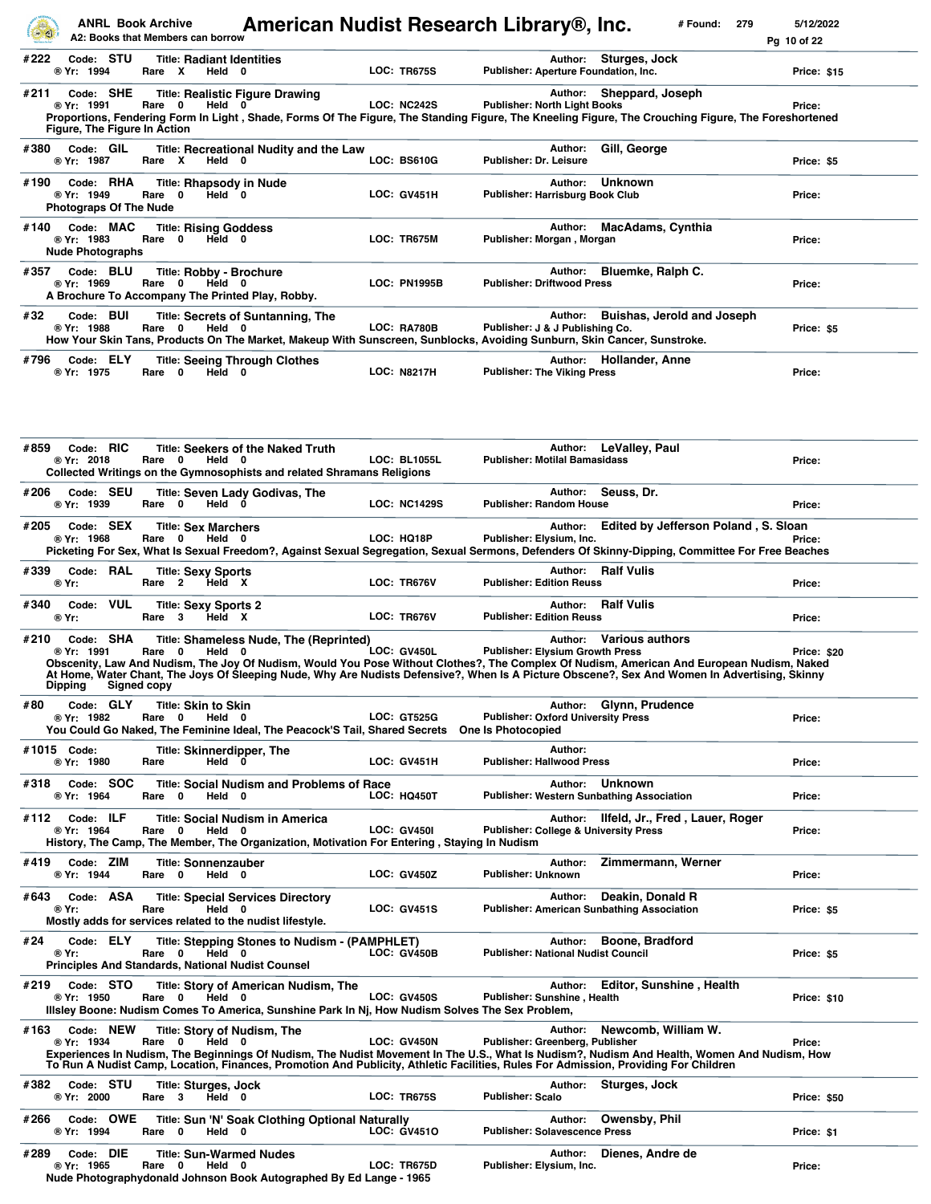# American Nudist Research Library®, Inc.

ANRL Book Archive
A2: Books that Members can borrow

# Found: 279 5/12/2022

**#222** Code: STU Title: **Radiant Identities** Author: Sturges, Jock
® Yr: 1994 Rare X Held 0 LOC: TR675S Publisher: Aperture Foundation, Inc. Price: $15

**#211** Code: SHE Title: **Realistic Figure Drawing** Author: Sheppard, Joseph
® Yr: 1991 Rare 0 Held 0 LOC: NC242S Publisher: North Light Books Price:
Proportions, Fendering Form In Light , Shade, Forms Of The Figure, The Standing Figure, The Kneeling Figure, The Crouching Figure, The Foreshortened Figure, The Figure In Action

**#380** Code: GIL Title: **Recreational Nudity and the Law** Author: Gill, George
® Yr: 1987 Rare X Held 0 LOC: BS610G Publisher: Dr. Leisure Price: $5

**#190** Code: RHA Title: **Rhapsody in Nude** Author: Unknown
® Yr: 1949 Rare 0 Held 0 LOC: GV451H Publisher: Harrisburg Book Club Price:
Photograps Of The Nude

**#140** Code: MAC Title: **Rising Goddess** Author: MacAdams, Cynthia
® Yr: 1983 Rare 0 Held 0 LOC: TR675M Publisher: Morgan , Morgan Price:
Nude Photographs

**#357** Code: BLU Title: **Robby - Brochure** Author: Bluemke, Ralph C.
® Yr: 1969 Rare 0 Held 0 LOC: PN1995B Publisher: Driftwood Press Price:
A Brochure To Accompany The Printed Play, Robby.

**#32** Code: BUI Title: **Secrets of Suntanning, The** Author: Buishas, Jerold and Joseph
® Yr: 1988 Rare 0 Held 0 LOC: RA780B Publisher: J & J Publishing Co. Price: $5
How Your Skin Tans, Products On The Market, Makeup With Sunscreen, Sunblocks, Avoiding Sunburn, Skin Cancer, Sunstroke.

**#796** Code: ELY Title: **Seeing Through Clothes** Author: Hollander, Anne
® Yr: 1975 Rare 0 Held 0 LOC: N8217H Publisher: The Viking Press Price:

**#859** Code: RIC Title: **Seekers of the Naked Truth** Author: LeValley, Paul
® Yr: 2018 Rare 0 Held 0 LOC: BL1055L Publisher: Motilal Bamasidass Price:
Collected Writings on the Gymnosophists and related Shramans Religions

**#206** Code: SEU Title: **Seven Lady Godivas, The** Author: Seuss, Dr.
® Yr: 1939 Rare 0 Held 0 LOC: NC1429S Publisher: Random House Price:

**#205** Code: SEX Title: **Sex Marchers** Author: Edited by Jefferson Poland , S. Sloan
® Yr: 1968 Rare 0 Held 0 LOC: HQ18P Publisher: Elysium, Inc. Price:
Picketing For Sex, What Is Sexual Freedom?, Against Sexual Segregation, Sexual Sermons, Defenders Of Skinny-Dipping, Committee For Free Beaches

**#339** Code: RAL Title: **Sexy Sports** Author: Ralf Vulis
® Yr: Rare 2 Held X LOC: TR676V Publisher: Edition Reuss Price:

**#340** Code: VUL Title: **Sexy Sports 2** Author: Ralf Vulis
® Yr: Rare 3 Held X LOC: TR676V Publisher: Edition Reuss Price:

**#210** Code: SHA Title: **Shameless Nude, The (Reprinted)** Author: Various authors
® Yr: 1991 Rare 0 Held 0 LOC: GV450L Publisher: Elysium Growth Press Price: $20
Obscenity, Law And Nudism, The Joy Of Nudism, Would You Pose Without Clothes?, The Complex Of Nudism, American And European Nudism, Naked At Home, Water Chant, The Joys Of Sleeping Nude, Why Are Nudists Defensive?, When Is A Picture Obscene?, Sex And Women In Advertising, Skinny Dipping Signed copy

**#80** Code: GLY Title: **Skin to Skin** Author: Glynn, Prudence
® Yr: 1982 Rare 0 Held 0 LOC: GT525G Publisher: Oxford University Press Price:
You Could Go Naked, The Feminine Ideal, The Peacock'S Tail, Shared Secrets One Is Photocopied

**#1015** Code: Title: **Skinnerdipper, The** Author:
® Yr: 1980 Rare Held 0 LOC: GV451H Publisher: Hallwood Press Price:

**#318** Code: SOC Title: **Social Nudism and Problems of Race** Author: Unknown
® Yr: 1964 Rare 0 Held 0 LOC: HQ450T Publisher: Western Sunbathing Association Price:

**#112** Code: ILF Title: **Social Nudism in America** Author: Ilfeld, Jr., Fred , Lauer, Roger
® Yr: 1964 Rare 0 Held 0 LOC: GV450I Publisher: College & University Press Price:
History, The Camp, The Member, The Organization, Motivation For Entering , Staying In Nudism

**#419** Code: ZIM Title: **Sonnenzauber** Author: Zimmermann, Werner
® Yr: 1944 Rare 0 Held 0 LOC: GV450Z Publisher: Unknown Price:

**#643** Code: ASA Title: **Special Services Directory** Author: Deakin, Donald R
® Yr: Rare Held 0 LOC: GV451S Publisher: American Sunbathing Association Price: $5
Mostly adds for services related to the nudist lifestyle.

**#24** Code: ELY Title: **Stepping Stones to Nudism - (PAMPHLET)** Author: Boone, Bradford
® Yr: Rare 0 Held 0 LOC: GV450B Publisher: National Nudist Council Price: $5
Principles And Standards, National Nudist Counsel

**#219** Code: STO Title: **Story of American Nudism, The** Author: Editor, Sunshine , Health
® Yr: 1950 Rare 0 Held 0 LOC: GV450S Publisher: Sunshine , Health Price: $10
Illsley Boone: Nudism Comes To America, Sunshine Park In Nj, How Nudism Solves The Sex Problem,

**#163** Code: NEW Title: **Story of Nudism, The** Author: Newcomb, William W.
® Yr: 1934 Rare 0 Held 0 LOC: GV450N Publisher: Greenberg, Publisher Price:
Experiences In Nudism, The Beginnings Of Nudism, The Nudist Movement In The U.S., What Is Nudism?, Nudism And Health, Women And Nudism, How To Run A Nudist Camp, Location, Finances, Promotion And Publicity, Athletic Facilities, Rules For Admission, Providing For Children

**#382** Code: STU Title: **Sturges, Jock** Author: Sturges, Jock
® Yr: 2000 Rare 3 Held 0 LOC: TR675S Publisher: Scalo Price: $50

**#266** Code: OWE Title: **Sun 'N' Soak Clothing Optional Naturally** Author: Owensby, Phil
® Yr: 1994 Rare 0 Held 0 LOC: GV451O Publisher: Solavescence Press Price: $1

**#289** Code: DIE Title: **Sun-Warmed Nudes** Author: Dienes, Andre de
® Yr: 1965 Rare 0 Held 0 LOC: TR675D Publisher: Elysium, Inc. Price:
Nude Photographydonald Johnson Book Autographed By Ed Lange - 1965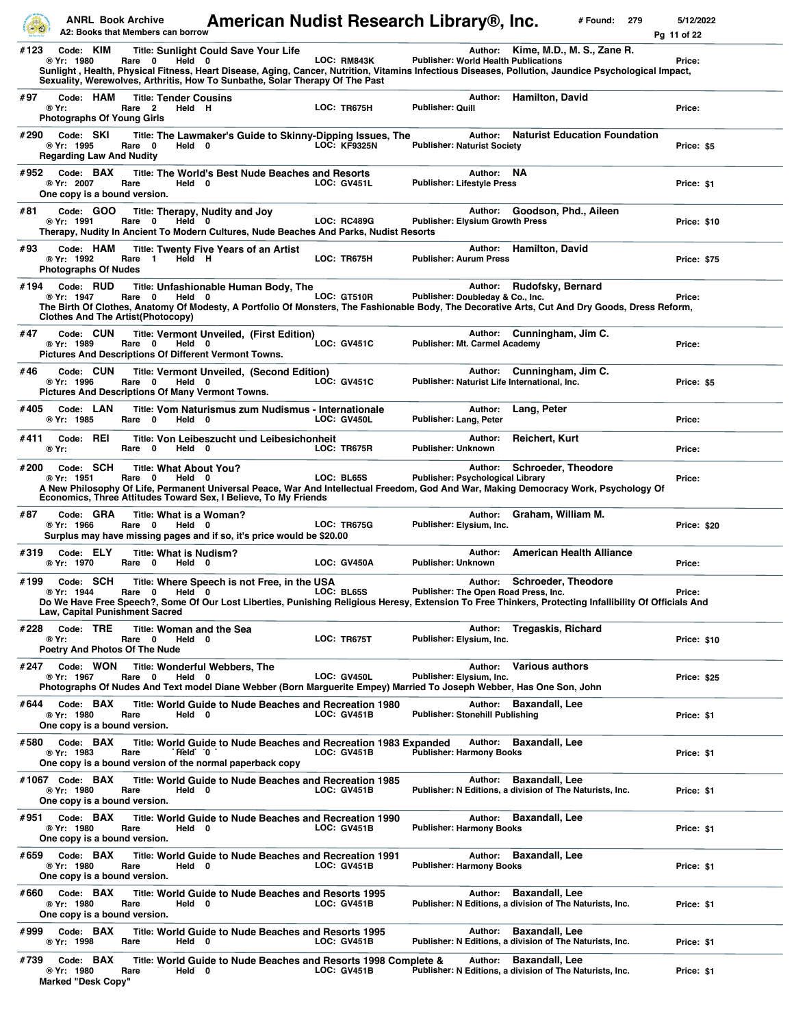**#123** Code: **KIM** Title: **Sunlight Could Save Your Life** Author: **Kime, M.D., M. S., Zane R.**
® Yr: 1980 Rare 0 Held 0 LOC: RM843K Publisher: World Health Publications Price:
Sunlight , Health, Physical Fitness, Heart Disease, Aging, Cancer, Nutrition, Vitamins Infectious Diseases, Pollution, Jaundice Psychological Impact, Sexuality, Werewolves, Arthritis, How To Sunbathe, Solar Therapy Of The Past

**#97** Code: **HAM** Title: **Tender Cousins** Author: **Hamilton, David**
® Yr: Rare 2 Held H LOC: TR675H Publisher: Quill Price:
Photographs Of Young Girls

**#290** Code: **SKI** Title: **The Lawmaker's Guide to Skinny-Dipping Issues, The** Author: **Naturist Education Foundation**
® Yr: 1995 Rare 0 Held 0 LOC: KF9325N Publisher: Naturist Society Price: $5
Regarding Law And Nudity

**#952** Code: **BAX** Title: **The World's Best Nude Beaches and Resorts** Author: **NA**
® Yr: 2007 Rare Held 0 LOC: GV451L Publisher: Lifestyle Press Price: $1
One copy is a bound version.

**#81** Code: **GOO** Title: **Therapy, Nudity and Joy** Author: **Goodson, Phd., Aileen**
® Yr: 1991 Rare 0 Held 0 LOC: RC489G Publisher: Elysium Growth Press Price: $10
Therapy, Nudity In Ancient To Modern Cultures, Nude Beaches And Parks, Nudist Resorts

**#93** Code: **HAM** Title: **Twenty Five Years of an Artist** Author: **Hamilton, David**
® Yr: 1992 Rare 1 Held H LOC: TR675H Publisher: Aurum Press Price: $75
Photographs Of Nudes

**#194** Code: **RUD** Title: **Unfashionable Human Body, The** Author: **Rudofsky, Bernard**
® Yr: 1947 Rare 0 Held 0 LOC: GT510R Publisher: Doubleday & Co., Inc. Price:
The Birth Of Clothes, Anatomy Of Modesty, A Portfolio Of Monsters, The Fashionable Body, The Decorative Arts, Cut And Dry Goods, Dress Reform, Clothes And The Artist(Photocopy)

**#47** Code: **CUN** Title: **Vermont Unveiled, (First Edition)** Author: **Cunningham, Jim C.**
® Yr: 1989 Rare 0 Held 0 LOC: GV451C Publisher: Mt. Carmel Academy Price:
Pictures And Descriptions Of Different Vermont Towns.

**#46** Code: **CUN** Title: **Vermont Unveiled, (Second Edition)** Author: **Cunningham, Jim C.**
® Yr: 1996 Rare 0 Held 0 LOC: GV451C Publisher: Naturist Life International, Inc. Price: $5
Pictures And Descriptions Of Many Vermont Towns.

**#405** Code: **LAN** Title: **Vom Naturismus zum Nudismus - Internationale** Author: **Lang, Peter**
® Yr: 1985 Rare 0 Held 0 LOC: GV450L Publisher: Lang, Peter Price:

**#411** Code: **REI** Title: **Von Leibeszucht und Leibesichonheit** Author: **Reichert, Kurt**
® Yr: Rare 0 Held 0 LOC: TR675R Publisher: Unknown Price:

**#200** Code: **SCH** Title: **What About You?** Author: **Schroeder, Theodore**
® Yr: 1951 Rare 0 Held 0 LOC: BL65S Publisher: Psychological Library Price:
A New Philosophy Of Life, Permanent Universal Peace, War And Intellectual Freedom, God And War, Making Democracy Work, Psychology Of Economics, Three Attitudes Toward Sex, I Believe, To My Friends

**#87** Code: **GRA** Title: **What is a Woman?** Author: **Graham, William M.**
® Yr: 1966 Rare 0 Held 0 LOC: TR675G Publisher: Elysium, Inc. Price: $20
Surplus may have missing pages and if so, it's price would be $20.00

**#319** Code: **ELY** Title: **What is Nudism?** Author: **American Health Alliance**
® Yr: 1970 Rare 0 Held 0 LOC: GV450A Publisher: Unknown Price:

**#199** Code: **SCH** Title: **Where Speech is not Free, in the USA** Author: **Schroeder, Theodore**
® Yr: 1944 Rare 0 Held 0 LOC: BL65S Publisher: The Open Road Press, Inc. Price:
Do We Have Free Speech?, Some Of Our Lost Liberties, Punishing Religious Heresy, Extension To Free Thinkers, Protecting Infallibility Of Officials And Law, Capital Punishment Sacred

**#228** Code: **TRE** Title: **Woman and the Sea** Author: **Tregaskis, Richard**
® Yr: Rare 0 Held 0 LOC: TR675T Publisher: Elysium, Inc. Price: $10
Poetry And Photos Of The Nude

**#247** Code: **WON** Title: **Wonderful Webbers, The** Author: **Various authors**
® Yr: 1967 Rare 0 Held 0 LOC: GV450L Publisher: Elysium, Inc. Price: $25
Photographs Of Nudes And Text model Diane Webber (Born Marguerite Empey) Married To Joseph Webber, Has One Son, John

**#644** Code: **BAX** Title: **World Guide to Nude Beaches and Recreation 1980** Author: **Baxandall, Lee**
® Yr: 1980 Rare Held 0 LOC: GV451B Publisher: Stonehill Publishing Price: $1
One copy is a bound version.

**#580** Code: **BAX** Title: **World Guide to Nude Beaches and Recreation 1983 Expanded** Author: **Baxandall, Lee**
® Yr: 1983 Rare Held 0 LOC: GV451B Publisher: Harmony Books Price: $1
One copy is a bound version of the normal paperback copy

**#1067** Code: **BAX** Title: **World Guide to Nude Beaches and Recreation 1985** Author: **Baxandall, Lee**
® Yr: 1980 Rare Held 0 LOC: GV451B Publisher: N Editions, a division of The Naturists, Inc. Price: $1
One copy is a bound version.

**#951** Code: **BAX** Title: **World Guide to Nude Beaches and Recreation 1990** Author: **Baxandall, Lee**
® Yr: 1980 Rare Held 0 LOC: GV451B Publisher: Harmony Books Price: $1
One copy is a bound version.

**#659** Code: **BAX** Title: **World Guide to Nude Beaches and Recreation 1991** Author: **Baxandall, Lee**
® Yr: 1980 Rare Held 0 LOC: GV451B Publisher: Harmony Books Price: $1
One copy is a bound version.

**#660** Code: **BAX** Title: **World Guide to Nude Beaches and Resorts 1995** Author: **Baxandall, Lee**
® Yr: 1980 Rare Held 0 LOC: GV451B Publisher: N Editions, a division of The Naturists, Inc. Price: $1
One copy is a bound version.

**#999** Code: **BAX** Title: **World Guide to Nude Beaches and Resorts 1995** Author: **Baxandall, Lee**
® Yr: 1998 Rare Held 0 LOC: GV451B Publisher: N Editions, a division of The Naturists, Inc. Price: $1

**#739** Code: **BAX** Title: **World Guide to Nude Beaches and Resorts 1998 Complete &** Author: **Baxandall, Lee**
® Yr: 1980 Rare Held 0 LOC: GV451B Publisher: N Editions, a division of The Naturists, Inc. Price: $1
Marked "Desk Copy"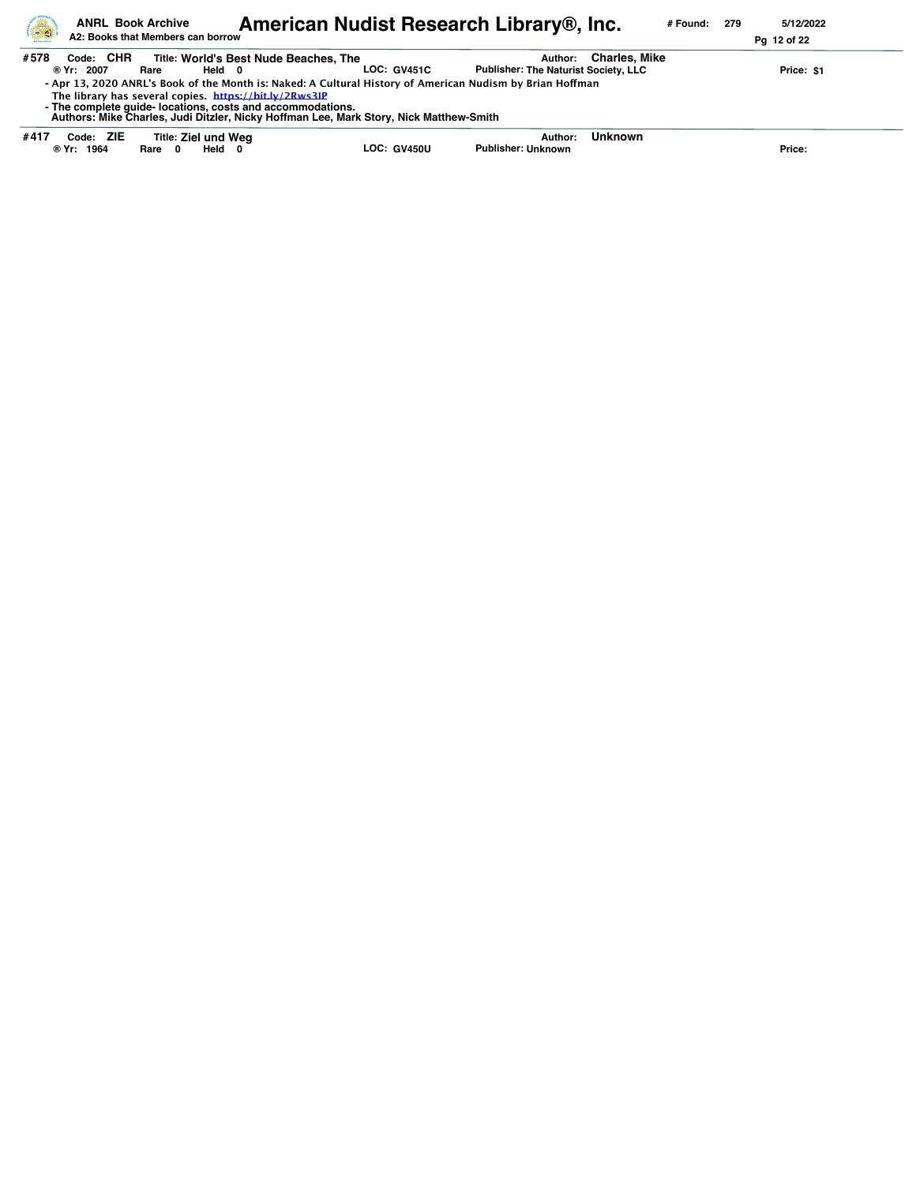**#578** Code: **CHR** Title: **World's Best Nude Beaches, The** Author: **Charles, Mike**
® Yr: 2007 Rare Held 0 LOC: GV451C Publisher: The Naturist Society, LLC Price: $1

- Apr 13, 2020 ANRL's Book of the Month is: Naked: A Cultural History of American Nudism by Brian Hoffman
  The library has several copies. https://bit.ly/2Rws3IP
- The complete guide- locations, costs and accommodations.
  Authors: Mike Charles, Judi Ditzler, Nicky Hoffman Lee, Mark Story, Nick Matthew-Smith

---

**#417** Code: **ZIE** Title: **Ziel und Weg** Author: **Unknown**
® Yr: 1964 Rare 0 Held 0 LOC: GV450U Publisher: Unknown Price: